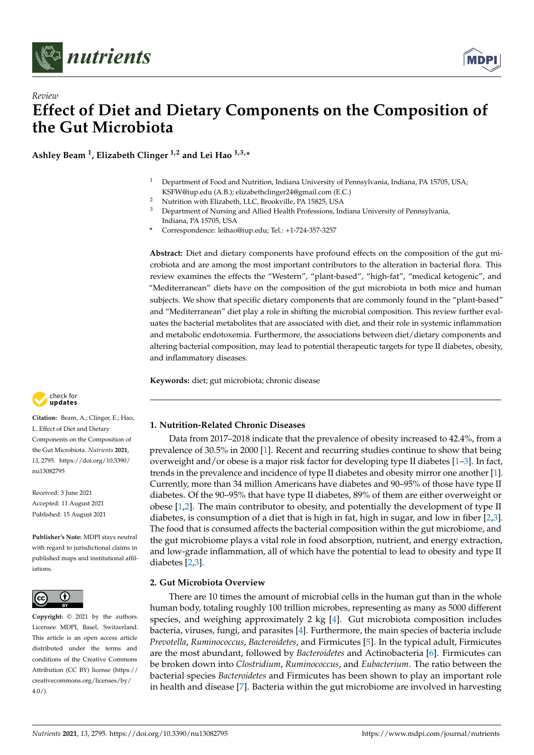*Review*

# Effect of Diet and Dietary Components on the Composition of the Gut Microbiota

**Ashley Beam [1], Elizabeth Clinger [1,2] and Lei Hao [1,3,*]**

[1] Department of Food and Nutrition, Indiana University of Pennsylvania, Indiana, PA 15705, USA; KSFW@iup.edu (A.B.); elizabethclinger24@gmail.com (E.C.)
[2] Nutrition with Elizabeth, LLC, Brookville, PA 15825, USA
[3] Department of Nursing and Allied Health Professions, Indiana University of Pennsylvania, Indiana, PA 15705, USA
* Correspondence: leihao@iup.edu; Tel.: +1-724-357-3257

**Abstract:** Diet and dietary components have profound effects on the composition of the gut microbiota and are among the most important contributors to the alteration in bacterial flora. This review examines the effects the "Western", "plant-based", "high-fat", "medical ketogenic", and "Mediterranean" diets have on the composition of the gut microbiota in both mice and human subjects. We show that specific dietary components that are commonly found in the "plant-based" and "Mediterranean" diet play a role in shifting the microbial composition. This review further evaluates the bacterial metabolites that are associated with diet, and their role in systemic inflammation and metabolic endotoxemia. Furthermore, the associations between diet/dietary components and altering bacterial composition, may lead to potential therapeutic targets for type II diabetes, obesity, and inflammatory diseases.

**Keywords:** diet; gut microbiota; chronic disease

**Citation:** Beam, A.; Clinger, E.; Hao, L. Effect of Diet and Dietary Components on the Composition of the Gut Microbiota. *Nutrients* **2021**, *13*, 2795. https://doi.org/10.3390/nu13082795

Received: 3 June 2021
Accepted: 11 August 2021
Published: 15 August 2021

**Publisher's Note:** MDPI stays neutral with regard to jurisdictional claims in published maps and institutional affiliations.

**Copyright:** © 2021 by the authors. Licensee MDPI, Basel, Switzerland. This article is an open access article distributed under the terms and conditions of the Creative Commons Attribution (CC BY) license (https://creativecommons.org/licenses/by/4.0/).

## 1. Nutrition-Related Chronic Diseases

Data from 2017–2018 indicate that the prevalence of obesity increased to 42.4%, from a prevalence of 30.5% in 2000 [1]. Recent and recurring studies continue to show that being overweight and/or obese is a major risk factor for developing type II diabetes [1–3]. In fact, trends in the prevalence and incidence of type II diabetes and obesity mirror one another [1]. Currently, more than 34 million Americans have diabetes and 90–95% of those have type II diabetes. Of the 90–95% that have type II diabetes, 89% of them are either overweight or obese [1,2]. The main contributor to obesity, and potentially the development of type II diabetes, is consumption of a diet that is high in fat, high in sugar, and low in fiber [2,3]. The food that is consumed affects the bacterial composition within the gut microbiome, and the gut microbiome plays a vital role in food absorption, nutrient, and energy extraction, and low-grade inflammation, all of which have the potential to lead to obesity and type II diabetes [2,3].

## 2. Gut Microbiota Overview

There are 10 times the amount of microbial cells in the human gut than in the whole human body, totaling roughly 100 trillion microbes, representing as many as 5000 different species, and weighing approximately 2 kg [4]. Gut microbiota composition includes bacteria, viruses, fungi, and parasites [4]. Furthermore, the main species of bacteria include *Prevotella*, *Ruminococcus*, *Bacteroidetes*, and Firmicutes [5]. In the typical adult, Firmicutes are the most abundant, followed by *Bacteroidetes* and Actinobacteria [6]. Firmicutes can be broken down into *Clostridium*, *Ruminococcus*, and *Eubacterium*. The ratio between the bacterial species *Bacteroidetes* and Firmicutes has been shown to play an important role in health and disease [7]. Bacteria within the gut microbiome are involved in harvesting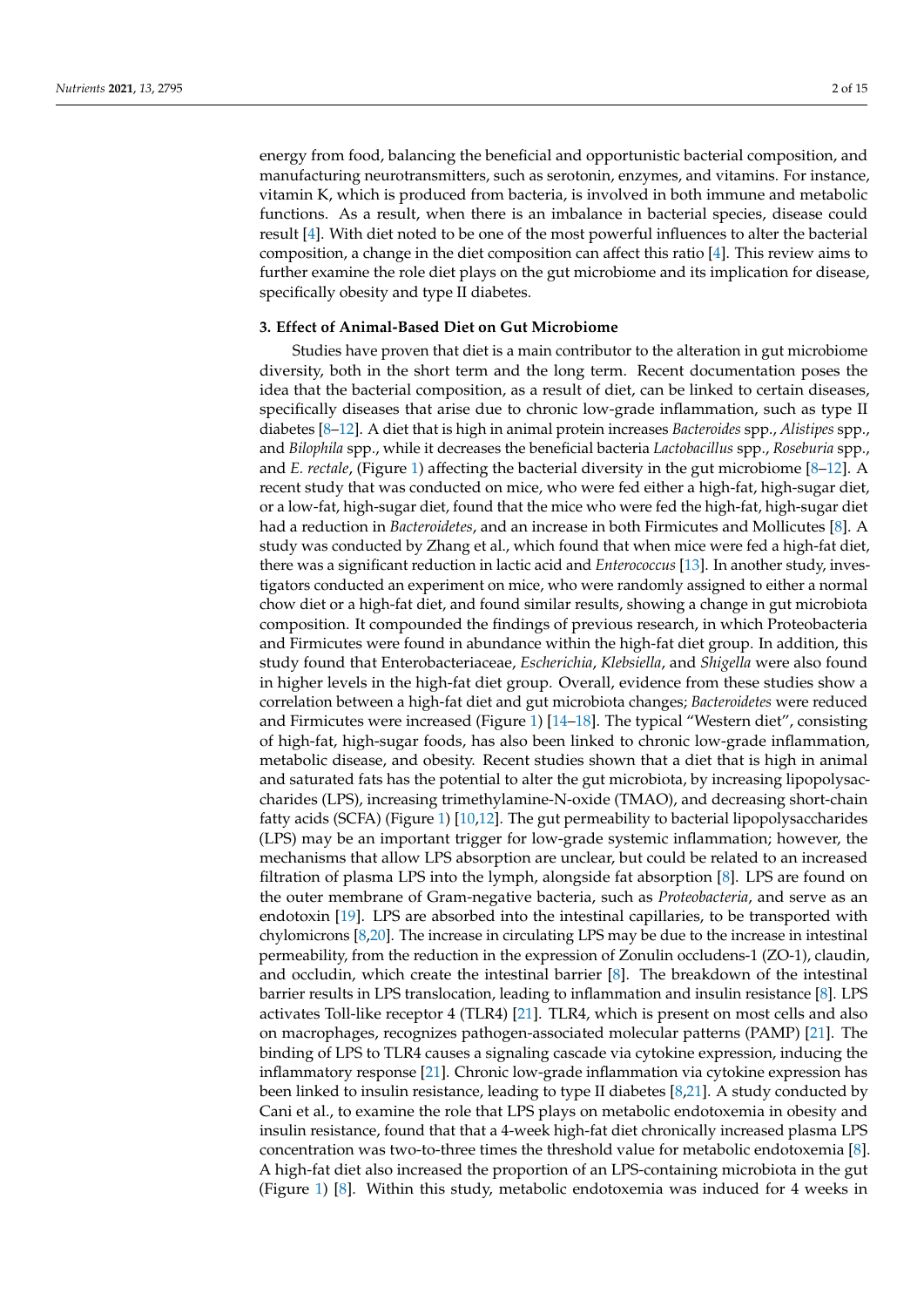energy from food, balancing the beneficial and opportunistic bacterial composition, and manufacturing neurotransmitters, such as serotonin, enzymes, and vitamins. For instance, vitamin K, which is produced from bacteria, is involved in both immune and metabolic functions. As a result, when there is an imbalance in bacterial species, disease could result [4]. With diet noted to be one of the most powerful influences to alter the bacterial composition, a change in the diet composition can affect this ratio [4]. This review aims to further examine the role diet plays on the gut microbiome and its implication for disease, specifically obesity and type II diabetes.

## 3. Effect of Animal-Based Diet on Gut Microbiome

Studies have proven that diet is a main contributor to the alteration in gut microbiome diversity, both in the short term and the long term. Recent documentation poses the idea that the bacterial composition, as a result of diet, can be linked to certain diseases, specifically diseases that arise due to chronic low-grade inflammation, such as type II diabetes [8–12]. A diet that is high in animal protein increases *Bacteroides* spp., *Alistipes* spp., and *Bilophila* spp., while it decreases the beneficial bacteria *Lactobacillus* spp., *Roseburia* spp., and *E. rectale*, (Figure 1) affecting the bacterial diversity in the gut microbiome [8–12]. A recent study that was conducted on mice, who were fed either a high-fat, high-sugar diet, or a low-fat, high-sugar diet, found that the mice who were fed the high-fat, high-sugar diet had a reduction in *Bacteroidetes*, and an increase in both Firmicutes and Mollicutes [8]. A study was conducted by Zhang et al., which found that when mice were fed a high-fat diet, there was a significant reduction in lactic acid and *Enterococcus* [13]. In another study, investigators conducted an experiment on mice, who were randomly assigned to either a normal chow diet or a high-fat diet, and found similar results, showing a change in gut microbiota composition. It compounded the findings of previous research, in which Proteobacteria and Firmicutes were found in abundance within the high-fat diet group. In addition, this study found that Enterobacteriaceae, *Escherichia*, *Klebsiella*, and *Shigella* were also found in higher levels in the high-fat diet group. Overall, evidence from these studies show a correlation between a high-fat diet and gut microbiota changes; *Bacteroidetes* were reduced and Firmicutes were increased (Figure 1) [14–18]. The typical "Western diet", consisting of high-fat, high-sugar foods, has also been linked to chronic low-grade inflammation, metabolic disease, and obesity. Recent studies shown that a diet that is high in animal and saturated fats has the potential to alter the gut microbiota, by increasing lipopolysaccharides (LPS), increasing trimethylamine-N-oxide (TMAO), and decreasing short-chain fatty acids (SCFA) (Figure 1) [10,12]. The gut permeability to bacterial lipopolysaccharides (LPS) may be an important trigger for low-grade systemic inflammation; however, the mechanisms that allow LPS absorption are unclear, but could be related to an increased filtration of plasma LPS into the lymph, alongside fat absorption [8]. LPS are found on the outer membrane of Gram-negative bacteria, such as *Proteobacteria*, and serve as an endotoxin [19]. LPS are absorbed into the intestinal capillaries, to be transported with chylomicrons [8,20]. The increase in circulating LPS may be due to the increase in intestinal permeability, from the reduction in the expression of Zonulin occludens-1 (ZO-1), claudin, and occludin, which create the intestinal barrier [8]. The breakdown of the intestinal barrier results in LPS translocation, leading to inflammation and insulin resistance [8]. LPS activates Toll-like receptor 4 (TLR4) [21]. TLR4, which is present on most cells and also on macrophages, recognizes pathogen-associated molecular patterns (PAMP) [21]. The binding of LPS to TLR4 causes a signaling cascade via cytokine expression, inducing the inflammatory response [21]. Chronic low-grade inflammation via cytokine expression has been linked to insulin resistance, leading to type II diabetes [8,21]. A study conducted by Cani et al., to examine the role that LPS plays on metabolic endotoxemia in obesity and insulin resistance, found that that a 4-week high-fat diet chronically increased plasma LPS concentration was two-to-three times the threshold value for metabolic endotoxemia [8]. A high-fat diet also increased the proportion of an LPS-containing microbiota in the gut (Figure 1) [8]. Within this study, metabolic endotoxemia was induced for 4 weeks in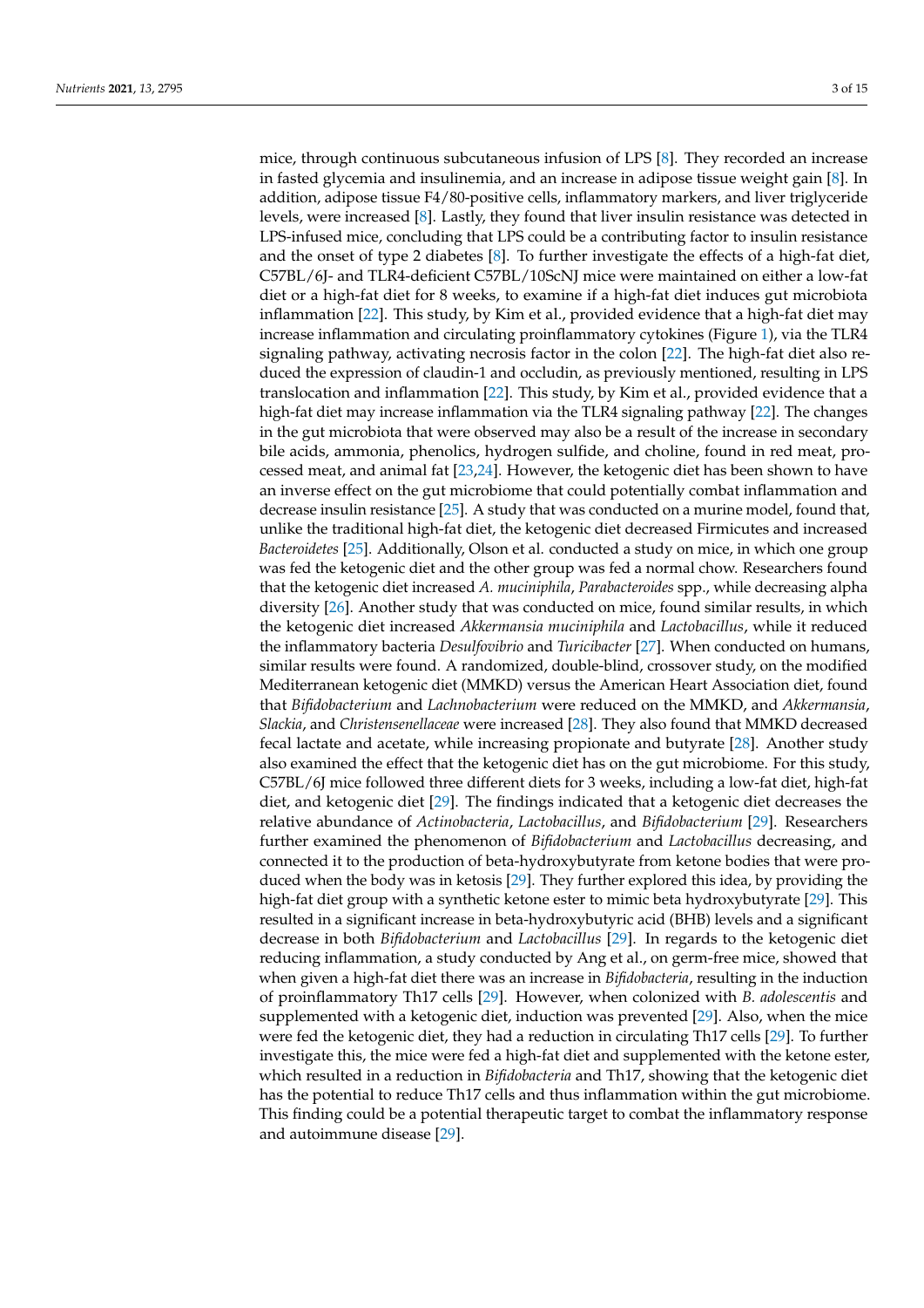mice, through continuous subcutaneous infusion of LPS [8]. They recorded an increase in fasted glycemia and insulinemia, and an increase in adipose tissue weight gain [8]. In addition, adipose tissue F4/80-positive cells, inflammatory markers, and liver triglyceride levels, were increased [8]. Lastly, they found that liver insulin resistance was detected in LPS-infused mice, concluding that LPS could be a contributing factor to insulin resistance and the onset of type 2 diabetes [8]. To further investigate the effects of a high-fat diet, C57BL/6J- and TLR4-deficient C57BL/10ScNJ mice were maintained on either a low-fat diet or a high-fat diet for 8 weeks, to examine if a high-fat diet induces gut microbiota inflammation [22]. This study, by Kim et al., provided evidence that a high-fat diet may increase inflammation and circulating proinflammatory cytokines (Figure 1), via the TLR4 signaling pathway, activating necrosis factor in the colon [22]. The high-fat diet also reduced the expression of claudin-1 and occludin, as previously mentioned, resulting in LPS translocation and inflammation [22]. This study, by Kim et al., provided evidence that a high-fat diet may increase inflammation via the TLR4 signaling pathway [22]. The changes in the gut microbiota that were observed may also be a result of the increase in secondary bile acids, ammonia, phenolics, hydrogen sulfide, and choline, found in red meat, processed meat, and animal fat [23,24]. However, the ketogenic diet has been shown to have an inverse effect on the gut microbiome that could potentially combat inflammation and decrease insulin resistance [25]. A study that was conducted on a murine model, found that, unlike the traditional high-fat diet, the ketogenic diet decreased Firmicutes and increased *Bacteroidetes* [25]. Additionally, Olson et al. conducted a study on mice, in which one group was fed the ketogenic diet and the other group was fed a normal chow. Researchers found that the ketogenic diet increased *A. muciniphila*, *Parabacteroides* spp., while decreasing alpha diversity [26]. Another study that was conducted on mice, found similar results, in which the ketogenic diet increased *Akkermansia muciniphila* and *Lactobacillus*, while it reduced the inflammatory bacteria *Desulfovibrio* and *Turicibacter* [27]. When conducted on humans, similar results were found. A randomized, double-blind, crossover study, on the modified Mediterranean ketogenic diet (MMKD) versus the American Heart Association diet, found that *Bifidobacterium* and *Lachnobacterium* were reduced on the MMKD, and *Akkermansia*, *Slackia*, and *Christensenellaceae* were increased [28]. They also found that MMKD decreased fecal lactate and acetate, while increasing propionate and butyrate [28]. Another study also examined the effect that the ketogenic diet has on the gut microbiome. For this study, C57BL/6J mice followed three different diets for 3 weeks, including a low-fat diet, high-fat diet, and ketogenic diet [29]. The findings indicated that a ketogenic diet decreases the relative abundance of *Actinobacteria*, *Lactobacillus*, and *Bifidobacterium* [29]. Researchers further examined the phenomenon of *Bifidobacterium* and *Lactobacillus* decreasing, and connected it to the production of beta-hydroxybutyrate from ketone bodies that were produced when the body was in ketosis [29]. They further explored this idea, by providing the high-fat diet group with a synthetic ketone ester to mimic beta hydroxybutyrate [29]. This resulted in a significant increase in beta-hydroxybutyric acid (BHB) levels and a significant decrease in both *Bifidobacterium* and *Lactobacillus* [29]. In regards to the ketogenic diet reducing inflammation, a study conducted by Ang et al., on germ-free mice, showed that when given a high-fat diet there was an increase in *Bifidobacteria*, resulting in the induction of proinflammatory Th17 cells [29]. However, when colonized with *B. adolescentis* and supplemented with a ketogenic diet, induction was prevented [29]. Also, when the mice were fed the ketogenic diet, they had a reduction in circulating Th17 cells [29]. To further investigate this, the mice were fed a high-fat diet and supplemented with the ketone ester, which resulted in a reduction in *Bifidobacteria* and Th17, showing that the ketogenic diet has the potential to reduce Th17 cells and thus inflammation within the gut microbiome. This finding could be a potential therapeutic target to combat the inflammatory response and autoimmune disease [29].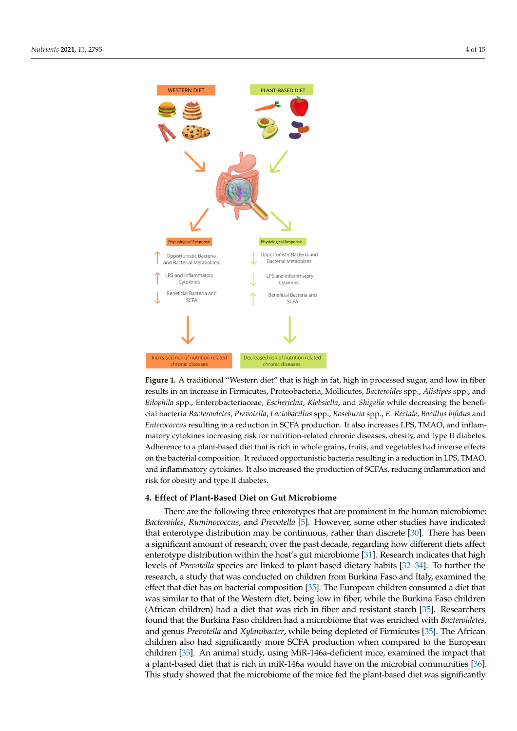**Figure 1.** A traditional "Western diet" that is high in fat, high in processed sugar, and low in fiber results in an increase in Firmicutes, Proteobacteria, Mollicutes, *Bacteroides* spp., *Alistipes* spp., and *Bilophila* spp., Enterobacteriaceae, *Escherichia*, *Klebsiella*, and *Shigella* while decreasing the beneficial bacteria *Bacteroidetes*, *Prevotella*, *Lactobacillus* spp., *Roseburia* spp., *E. Rectale*, *Bacillus bifidus* and *Enterococcus* resulting in a reduction in SCFA production. It also increases LPS, TMAO, and inflammatory cytokines increasing risk for nutrition-related chronic diseases, obesity, and type II diabetes. Adherence to a plant-based diet that is rich in whole grains, fruits, and vegetables had inverse effects on the bacterial composition. It reduced opportunistic bacteria resulting in a reduction in LPS, TMAO, and inflammatory cytokines. It also increased the production of SCFAs, reducing inflammation and risk for obesity and type II diabetes.

## 4. Effect of Plant-Based Diet on Gut Microbiome

There are the following three enterotypes that are prominent in the human microbiome: *Bacteroides*, *Ruminococcus*, and *Prevotella* [5]. However, some other studies have indicated that enterotype distribution may be continuous, rather than discrete [30]. There has been a significant amount of research, over the past decade, regarding how different diets affect enterotype distribution within the host's gut microbiome [31]. Research indicates that high levels of *Prevotella* species are linked to plant-based dietary habits [32–34]. To further the research, a study that was conducted on children from Burkina Faso and Italy, examined the effect that diet has on bacterial composition [35]. The European children consumed a diet that was similar to that of the Western diet, being low in fiber, while the Burkina Faso children (African children) had a diet that was rich in fiber and resistant starch [35]. Researchers found that the Burkina Faso children had a microbiome that was enriched with *Bacteroidetes*, and genus *Prevotella* and *Xylanibacter*, while being depleted of Firmicutes [35]. The African children also had significantly more SCFA production when compared to the European children [35]. An animal study, using MiR-146a-deficient mice, examined the impact that a plant-based diet that is rich in miR-146a would have on the microbial communities [36]. This study showed that the microbiome of the mice fed the plant-based diet was significantly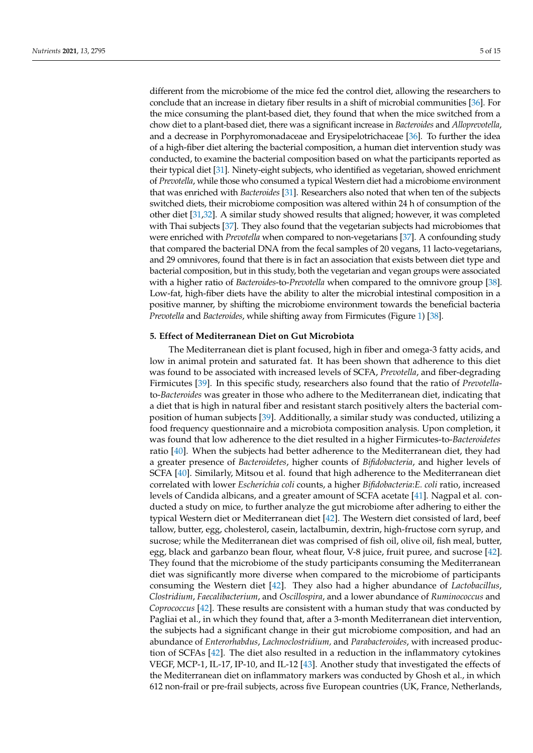different from the microbiome of the mice fed the control diet, allowing the researchers to conclude that an increase in dietary fiber results in a shift of microbial communities [36]. For the mice consuming the plant-based diet, they found that when the mice switched from a chow diet to a plant-based diet, there was a significant increase in *Bacteroides* and *Alloprevotella*, and a decrease in Porphyromonadaceae and Erysipelotrichaceae [36]. To further the idea of a high-fiber diet altering the bacterial composition, a human diet intervention study was conducted, to examine the bacterial composition based on what the participants reported as their typical diet [31]. Ninety-eight subjects, who identified as vegetarian, showed enrichment of *Prevotella*, while those who consumed a typical Western diet had a microbiome environment that was enriched with *Bacteroides* [31]. Researchers also noted that when ten of the subjects switched diets, their microbiome composition was altered within 24 h of consumption of the other diet [31,32]. A similar study showed results that aligned; however, it was completed with Thai subjects [37]. They also found that the vegetarian subjects had microbiomes that were enriched with *Prevotella* when compared to non-vegetarians [37]. A confounding study that compared the bacterial DNA from the fecal samples of 20 vegans, 11 lacto-vegetarians, and 29 omnivores, found that there is in fact an association that exists between diet type and bacterial composition, but in this study, both the vegetarian and vegan groups were associated with a higher ratio of *Bacteroides*-to-*Prevotella* when compared to the omnivore group [38]. Low-fat, high-fiber diets have the ability to alter the microbial intestinal composition in a positive manner, by shifting the microbiome environment towards the beneficial bacteria *Prevotella* and *Bacteroides*, while shifting away from Firmicutes (Figure 1) [38].

## 5. Effect of Mediterranean Diet on Gut Microbiota

The Mediterranean diet is plant focused, high in fiber and omega-3 fatty acids, and low in animal protein and saturated fat. It has been shown that adherence to this diet was found to be associated with increased levels of SCFA, *Prevotella*, and fiber-degrading Firmicutes [39]. In this specific study, researchers also found that the ratio of *Prevotella*-to-*Bacteroides* was greater in those who adhere to the Mediterranean diet, indicating that a diet that is high in natural fiber and resistant starch positively alters the bacterial composition of human subjects [39]. Additionally, a similar study was conducted, utilizing a food frequency questionnaire and a microbiota composition analysis. Upon completion, it was found that low adherence to the diet resulted in a higher Firmicutes-to-*Bacteroidetes* ratio [40]. When the subjects had better adherence to the Mediterranean diet, they had a greater presence of *Bacteroidetes*, higher counts of *Bifidobacteria*, and higher levels of SCFA [40]. Similarly, Mitsou et al. found that high adherence to the Mediterranean diet correlated with lower *Escherichia coli* counts, a higher *Bifidobacteria*:*E. coli* ratio, increased levels of Candida albicans, and a greater amount of SCFA acetate [41]. Nagpal et al. conducted a study on mice, to further analyze the gut microbiome after adhering to either the typical Western diet or Mediterranean diet [42]. The Western diet consisted of lard, beef tallow, butter, egg, cholesterol, casein, lactalbumin, dextrin, high-fructose corn syrup, and sucrose; while the Mediterranean diet was comprised of fish oil, olive oil, fish meal, butter, egg, black and garbanzo bean flour, wheat flour, V-8 juice, fruit puree, and sucrose [42]. They found that the microbiome of the study participants consuming the Mediterranean diet was significantly more diverse when compared to the microbiome of participants consuming the Western diet [42]. They also had a higher abundance of *Lactobacillus*, *Clostridium*, *Faecalibacterium*, and *Oscillospira*, and a lower abundance of *Ruminococcus* and *Coprococcus* [42]. These results are consistent with a human study that was conducted by Pagliai et al., in which they found that, after a 3-month Mediterranean diet intervention, the subjects had a significant change in their gut microbiome composition, and had an abundance of *Enterorhabdus*, *Lachnoclostridium,* and *Parabacteroides,* with increased production of SCFAs [42]. The diet also resulted in a reduction in the inflammatory cytokines VEGF, MCP-1, IL-17, IP-10, and IL-12 [43]. Another study that investigated the effects of the Mediterranean diet on inflammatory markers was conducted by Ghosh et al., in which 612 non-frail or pre-frail subjects, across five European countries (UK, France, Netherlands,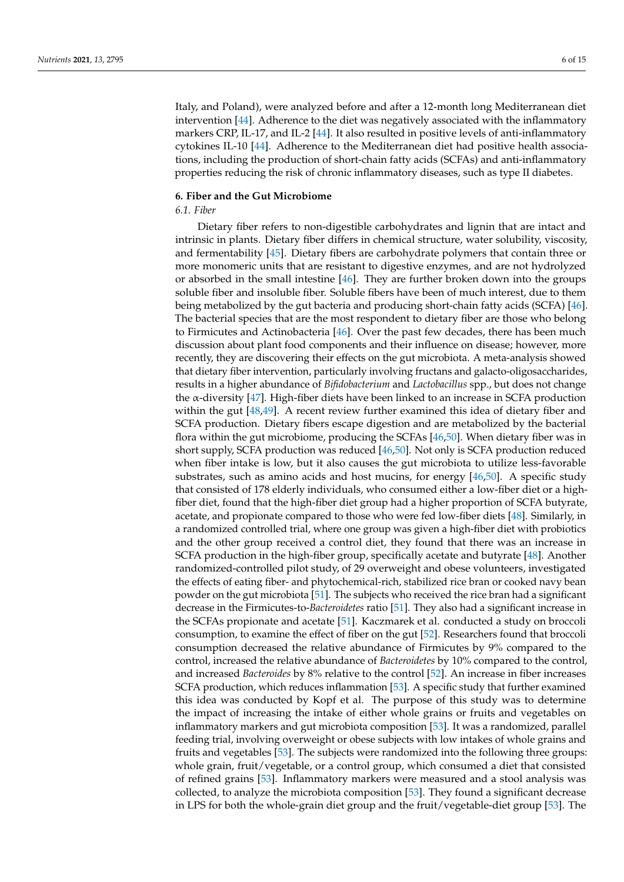Italy, and Poland), were analyzed before and after a 12-month long Mediterranean diet intervention [44]. Adherence to the diet was negatively associated with the inflammatory markers CRP, IL-17, and IL-2 [44]. It also resulted in positive levels of anti-inflammatory cytokines IL-10 [44]. Adherence to the Mediterranean diet had positive health associations, including the production of short-chain fatty acids (SCFAs) and anti-inflammatory properties reducing the risk of chronic inflammatory diseases, such as type II diabetes.

## 6. Fiber and the Gut Microbiome

### 6.1. Fiber

Dietary fiber refers to non-digestible carbohydrates and lignin that are intact and intrinsic in plants. Dietary fiber differs in chemical structure, water solubility, viscosity, and fermentability [45]. Dietary fibers are carbohydrate polymers that contain three or more monomeric units that are resistant to digestive enzymes, and are not hydrolyzed or absorbed in the small intestine [46]. They are further broken down into the groups soluble fiber and insoluble fiber. Soluble fibers have been of much interest, due to them being metabolized by the gut bacteria and producing short-chain fatty acids (SCFA) [46]. The bacterial species that are the most respondent to dietary fiber are those who belong to Firmicutes and Actinobacteria [46]. Over the past few decades, there has been much discussion about plant food components and their influence on disease; however, more recently, they are discovering their effects on the gut microbiota. A meta-analysis showed that dietary fiber intervention, particularly involving fructans and galacto-oligosaccharides, results in a higher abundance of *Bifidobacterium* and *Lactobacillus* spp., but does not change the α-diversity [47]. High-fiber diets have been linked to an increase in SCFA production within the gut [48,49]. A recent review further examined this idea of dietary fiber and SCFA production. Dietary fibers escape digestion and are metabolized by the bacterial flora within the gut microbiome, producing the SCFAs [46,50]. When dietary fiber was in short supply, SCFA production was reduced [46,50]. Not only is SCFA production reduced when fiber intake is low, but it also causes the gut microbiota to utilize less-favorable substrates, such as amino acids and host mucins, for energy [46,50]. A specific study that consisted of 178 elderly individuals, who consumed either a low-fiber diet or a high-fiber diet, found that the high-fiber diet group had a higher proportion of SCFA butyrate, acetate, and propionate compared to those who were fed low-fiber diets [48]. Similarly, in a randomized controlled trial, where one group was given a high-fiber diet with probiotics and the other group received a control diet, they found that there was an increase in SCFA production in the high-fiber group, specifically acetate and butyrate [48]. Another randomized-controlled pilot study, of 29 overweight and obese volunteers, investigated the effects of eating fiber- and phytochemical-rich, stabilized rice bran or cooked navy bean powder on the gut microbiota [51]. The subjects who received the rice bran had a significant decrease in the Firmicutes-to-*Bacteroidetes* ratio [51]. They also had a significant increase in the SCFAs propionate and acetate [51]. Kaczmarek et al. conducted a study on broccoli consumption, to examine the effect of fiber on the gut [52]. Researchers found that broccoli consumption decreased the relative abundance of Firmicutes by 9% compared to the control, increased the relative abundance of *Bacteroidetes* by 10% compared to the control, and increased *Bacteroides* by 8% relative to the control [52]. An increase in fiber increases SCFA production, which reduces inflammation [53]. A specific study that further examined this idea was conducted by Kopf et al. The purpose of this study was to determine the impact of increasing the intake of either whole grains or fruits and vegetables on inflammatory markers and gut microbiota composition [53]. It was a randomized, parallel feeding trial, involving overweight or obese subjects with low intakes of whole grains and fruits and vegetables [53]. The subjects were randomized into the following three groups: whole grain, fruit/vegetable, or a control group, which consumed a diet that consisted of refined grains [53]. Inflammatory markers were measured and a stool analysis was collected, to analyze the microbiota composition [53]. They found a significant decrease in LPS for both the whole-grain diet group and the fruit/vegetable-diet group [53]. The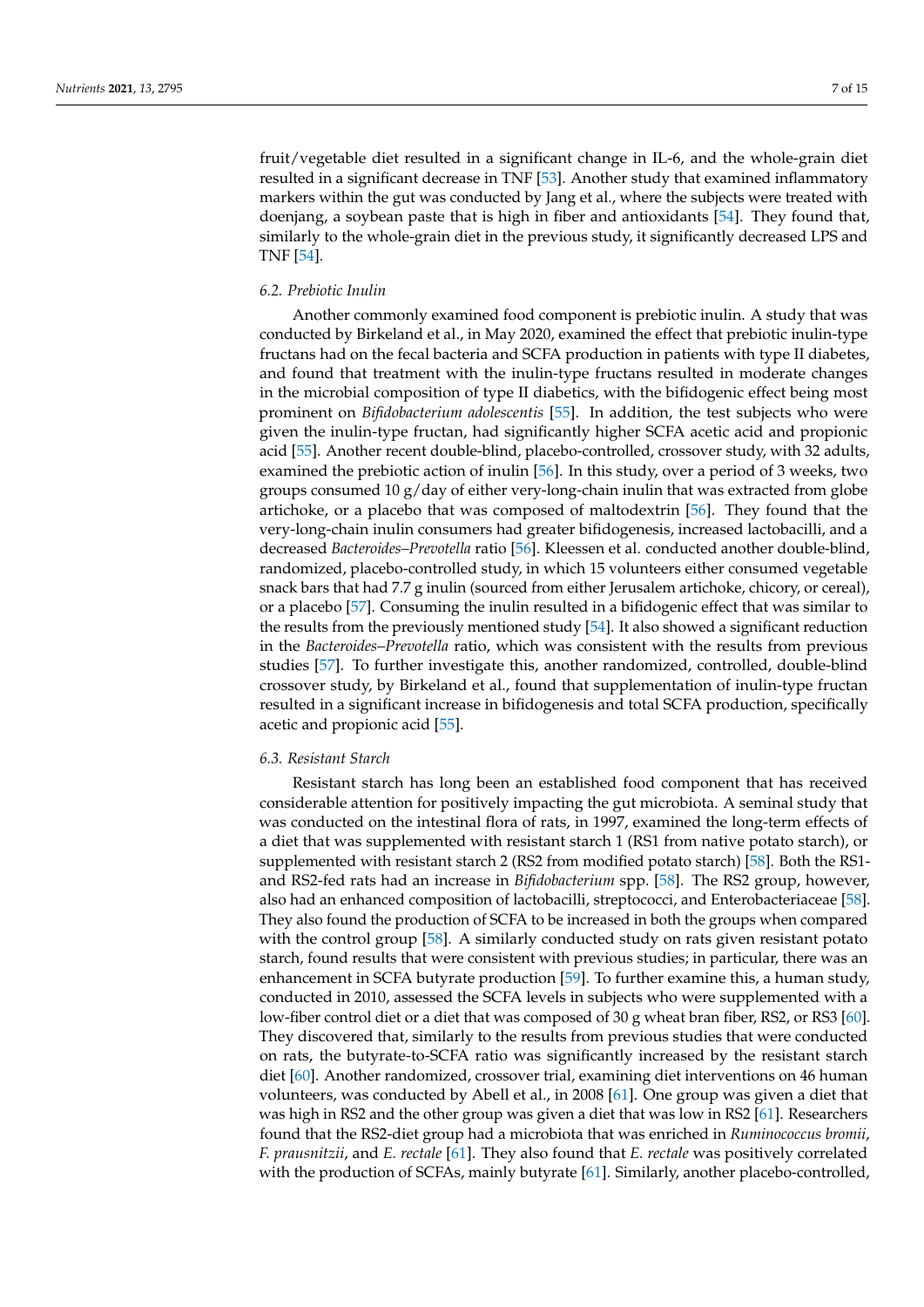fruit/vegetable diet resulted in a significant change in IL-6, and the whole-grain diet resulted in a significant decrease in TNF [53]. Another study that examined inflammatory markers within the gut was conducted by Jang et al., where the subjects were treated with doenjang, a soybean paste that is high in fiber and antioxidants [54]. They found that, similarly to the whole-grain diet in the previous study, it significantly decreased LPS and TNF [54].

### 6.2. Prebiotic Inulin

Another commonly examined food component is prebiotic inulin. A study that was conducted by Birkeland et al., in May 2020, examined the effect that prebiotic inulin-type fructans had on the fecal bacteria and SCFA production in patients with type II diabetes, and found that treatment with the inulin-type fructans resulted in moderate changes in the microbial composition of type II diabetics, with the bifidogenic effect being most prominent on *Bifidobacterium adolescentis* [55]. In addition, the test subjects who were given the inulin-type fructan, had significantly higher SCFA acetic acid and propionic acid [55]. Another recent double-blind, placebo-controlled, crossover study, with 32 adults, examined the prebiotic action of inulin [56]. In this study, over a period of 3 weeks, two groups consumed 10 g/day of either very-long-chain inulin that was extracted from globe artichoke, or a placebo that was composed of maltodextrin [56]. They found that the very-long-chain inulin consumers had greater bifidogenesis, increased lactobacilli, and a decreased *Bacteroides–Prevotella* ratio [56]. Kleessen et al. conducted another double-blind, randomized, placebo-controlled study, in which 15 volunteers either consumed vegetable snack bars that had 7.7 g inulin (sourced from either Jerusalem artichoke, chicory, or cereal), or a placebo [57]. Consuming the inulin resulted in a bifidogenic effect that was similar to the results from the previously mentioned study [54]. It also showed a significant reduction in the *Bacteroides–Prevotella* ratio, which was consistent with the results from previous studies [57]. To further investigate this, another randomized, controlled, double-blind crossover study, by Birkeland et al., found that supplementation of inulin-type fructan resulted in a significant increase in bifidogenesis and total SCFA production, specifically acetic and propionic acid [55].

### 6.3. Resistant Starch

Resistant starch has long been an established food component that has received considerable attention for positively impacting the gut microbiota. A seminal study that was conducted on the intestinal flora of rats, in 1997, examined the long-term effects of a diet that was supplemented with resistant starch 1 (RS1 from native potato starch), or supplemented with resistant starch 2 (RS2 from modified potato starch) [58]. Both the RS1- and RS2-fed rats had an increase in *Bifidobacterium* spp. [58]. The RS2 group, however, also had an enhanced composition of lactobacilli, streptococci, and Enterobacteriaceae [58]. They also found the production of SCFA to be increased in both the groups when compared with the control group [58]. A similarly conducted study on rats given resistant potato starch, found results that were consistent with previous studies; in particular, there was an enhancement in SCFA butyrate production [59]. To further examine this, a human study, conducted in 2010, assessed the SCFA levels in subjects who were supplemented with a low-fiber control diet or a diet that was composed of 30 g wheat bran fiber, RS2, or RS3 [60]. They discovered that, similarly to the results from previous studies that were conducted on rats, the butyrate-to-SCFA ratio was significantly increased by the resistant starch diet [60]. Another randomized, crossover trial, examining diet interventions on 46 human volunteers, was conducted by Abell et al., in 2008 [61]. One group was given a diet that was high in RS2 and the other group was given a diet that was low in RS2 [61]. Researchers found that the RS2-diet group had a microbiota that was enriched in *Ruminococcus bromii*, *F. prausnitzii*, and *E. rectale* [61]. They also found that *E. rectale* was positively correlated with the production of SCFAs, mainly butyrate [61]. Similarly, another placebo-controlled,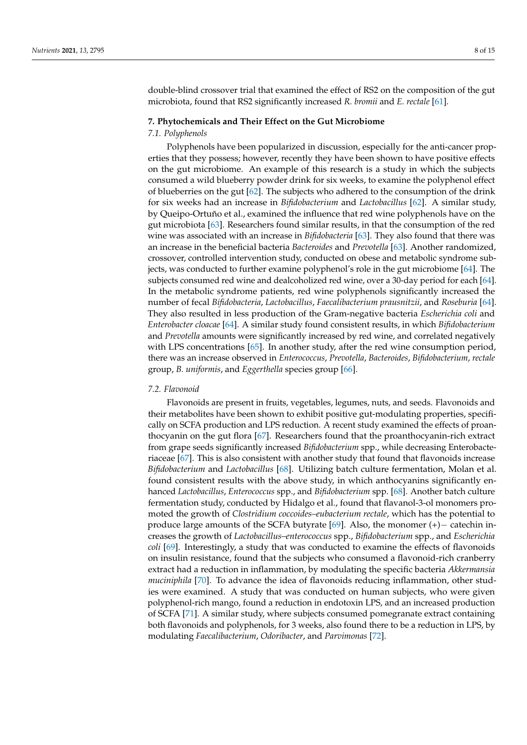double-blind crossover trial that examined the effect of RS2 on the composition of the gut microbiota, found that RS2 significantly increased *R. bromii* and *E. rectale* [61].

## 7. Phytochemicals and Their Effect on the Gut Microbiome

### 7.1. Polyphenols

Polyphenols have been popularized in discussion, especially for the anti-cancer properties that they possess; however, recently they have been shown to have positive effects on the gut microbiome. An example of this research is a study in which the subjects consumed a wild blueberry powder drink for six weeks, to examine the polyphenol effect of blueberries on the gut [62]. The subjects who adhered to the consumption of the drink for six weeks had an increase in *Bifidobacterium* and *Lactobacillus* [62]. A similar study, by Queipo-Ortuño et al., examined the influence that red wine polyphenols have on the gut microbiota [63]. Researchers found similar results, in that the consumption of the red wine was associated with an increase in *Bifidobacteria* [63]. They also found that there was an increase in the beneficial bacteria *Bacteroides* and *Prevotella* [63]. Another randomized, crossover, controlled intervention study, conducted on obese and metabolic syndrome subjects, was conducted to further examine polyphenol's role in the gut microbiome [64]. The subjects consumed red wine and dealcoholized red wine, over a 30-day period for each [64]. In the metabolic syndrome patients, red wine polyphenols significantly increased the number of fecal *Bifidobacteria*, *Lactobacillus*, *Faecalibacterium prausnitzii*, and *Roseburia* [64]. They also resulted in less production of the Gram-negative bacteria *Escherichia coli* and *Enterobacter cloacae* [64]. A similar study found consistent results, in which *Bifidobacterium* and *Prevotella* amounts were significantly increased by red wine, and correlated negatively with LPS concentrations [65]. In another study, after the red wine consumption period, there was an increase observed in *Enterococcus*, *Prevotella*, *Bacteroides*, *Bifidobacterium*, *rectale* group, *B. uniformis*, and *Eggerthella* species group [66].

### 7.2. Flavonoid

Flavonoids are present in fruits, vegetables, legumes, nuts, and seeds. Flavonoids and their metabolites have been shown to exhibit positive gut-modulating properties, specifically on SCFA production and LPS reduction. A recent study examined the effects of proanthocyanin on the gut flora [67]. Researchers found that the proanthocyanin-rich extract from grape seeds significantly increased *Bifidobacterium* spp., while decreasing Enterobacteriaceae [67]. This is also consistent with another study that found that flavonoids increase *Bifidobacterium* and *Lactobacillus* [68]. Utilizing batch culture fermentation, Molan et al. found consistent results with the above study, in which anthocyanins significantly enhanced *Lactobacillus*, *Enterococcus* spp., and *Bifidobacterium* spp. [68]. Another batch culture fermentation study, conducted by Hidalgo et al., found that flavanol-3-ol monomers promoted the growth of *Clostridium coccoides–eubacterium rectale*, which has the potential to produce large amounts of the SCFA butyrate [69]. Also, the monomer (+)− catechin increases the growth of *Lactobacillus–enterococcus* spp., *Bifidobacterium* spp., and *Escherichia coli* [69]. Interestingly, a study that was conducted to examine the effects of flavonoids on insulin resistance, found that the subjects who consumed a flavonoid-rich cranberry extract had a reduction in inflammation, by modulating the specific bacteria *Akkermansia muciniphila* [70]. To advance the idea of flavonoids reducing inflammation, other studies were examined. A study that was conducted on human subjects, who were given polyphenol-rich mango, found a reduction in endotoxin LPS, and an increased production of SCFA [71]. A similar study, where subjects consumed pomegranate extract containing both flavonoids and polyphenols, for 3 weeks, also found there to be a reduction in LPS, by modulating *Faecalibacterium*, *Odoribacter*, and *Parvimonas* [72].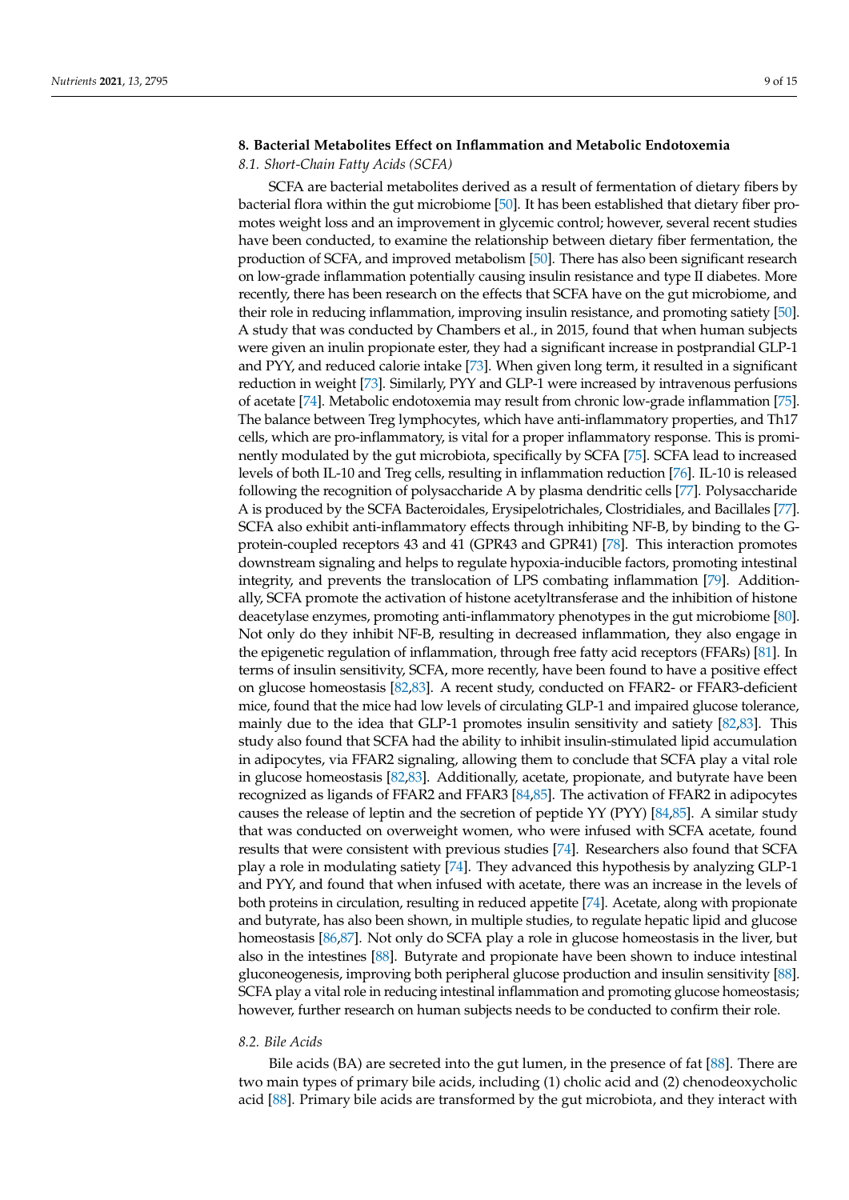## 8. Bacterial Metabolites Effect on Inflammation and Metabolic Endotoxemia

### *8.1. Short-Chain Fatty Acids (SCFA)*

SCFA are bacterial metabolites derived as a result of fermentation of dietary fibers by bacterial flora within the gut microbiome [50]. It has been established that dietary fiber promotes weight loss and an improvement in glycemic control; however, several recent studies have been conducted, to examine the relationship between dietary fiber fermentation, the production of SCFA, and improved metabolism [50]. There has also been significant research on low-grade inflammation potentially causing insulin resistance and type II diabetes. More recently, there has been research on the effects that SCFA have on the gut microbiome, and their role in reducing inflammation, improving insulin resistance, and promoting satiety [50]. A study that was conducted by Chambers et al., in 2015, found that when human subjects were given an inulin propionate ester, they had a significant increase in postprandial GLP-1 and PYY, and reduced calorie intake [73]. When given long term, it resulted in a significant reduction in weight [73]. Similarly, PYY and GLP-1 were increased by intravenous perfusions of acetate [74]. Metabolic endotoxemia may result from chronic low-grade inflammation [75]. The balance between Treg lymphocytes, which have anti-inflammatory properties, and Th17 cells, which are pro-inflammatory, is vital for a proper inflammatory response. This is prominently modulated by the gut microbiota, specifically by SCFA [75]. SCFA lead to increased levels of both IL-10 and Treg cells, resulting in inflammation reduction [76]. IL-10 is released following the recognition of polysaccharide A by plasma dendritic cells [77]. Polysaccharide A is produced by the SCFA Bacteroidales, Erysipelotrichales, Clostridiales, and Bacillales [77]. SCFA also exhibit anti-inflammatory effects through inhibiting NF-B, by binding to the G-protein-coupled receptors 43 and 41 (GPR43 and GPR41) [78]. This interaction promotes downstream signaling and helps to regulate hypoxia-inducible factors, promoting intestinal integrity, and prevents the translocation of LPS combating inflammation [79]. Additionally, SCFA promote the activation of histone acetyltransferase and the inhibition of histone deacetylase enzymes, promoting anti-inflammatory phenotypes in the gut microbiome [80]. Not only do they inhibit NF-B, resulting in decreased inflammation, they also engage in the epigenetic regulation of inflammation, through free fatty acid receptors (FFARs) [81]. In terms of insulin sensitivity, SCFA, more recently, have been found to have a positive effect on glucose homeostasis [82,83]. A recent study, conducted on FFAR2- or FFAR3-deficient mice, found that the mice had low levels of circulating GLP-1 and impaired glucose tolerance, mainly due to the idea that GLP-1 promotes insulin sensitivity and satiety [82,83]. This study also found that SCFA had the ability to inhibit insulin-stimulated lipid accumulation in adipocytes, via FFAR2 signaling, allowing them to conclude that SCFA play a vital role in glucose homeostasis [82,83]. Additionally, acetate, propionate, and butyrate have been recognized as ligands of FFAR2 and FFAR3 [84,85]. The activation of FFAR2 in adipocytes causes the release of leptin and the secretion of peptide YY (PYY) [84,85]. A similar study that was conducted on overweight women, who were infused with SCFA acetate, found results that were consistent with previous studies [74]. Researchers also found that SCFA play a role in modulating satiety [74]. They advanced this hypothesis by analyzing GLP-1 and PYY, and found that when infused with acetate, there was an increase in the levels of both proteins in circulation, resulting in reduced appetite [74]. Acetate, along with propionate and butyrate, has also been shown, in multiple studies, to regulate hepatic lipid and glucose homeostasis [86,87]. Not only do SCFA play a role in glucose homeostasis in the liver, but also in the intestines [88]. Butyrate and propionate have been shown to induce intestinal gluconeogenesis, improving both peripheral glucose production and insulin sensitivity [88]. SCFA play a vital role in reducing intestinal inflammation and promoting glucose homeostasis; however, further research on human subjects needs to be conducted to confirm their role.

### *8.2. Bile Acids*

Bile acids (BA) are secreted into the gut lumen, in the presence of fat [88]. There are two main types of primary bile acids, including (1) cholic acid and (2) chenodeoxycholic acid [88]. Primary bile acids are transformed by the gut microbiota, and they interact with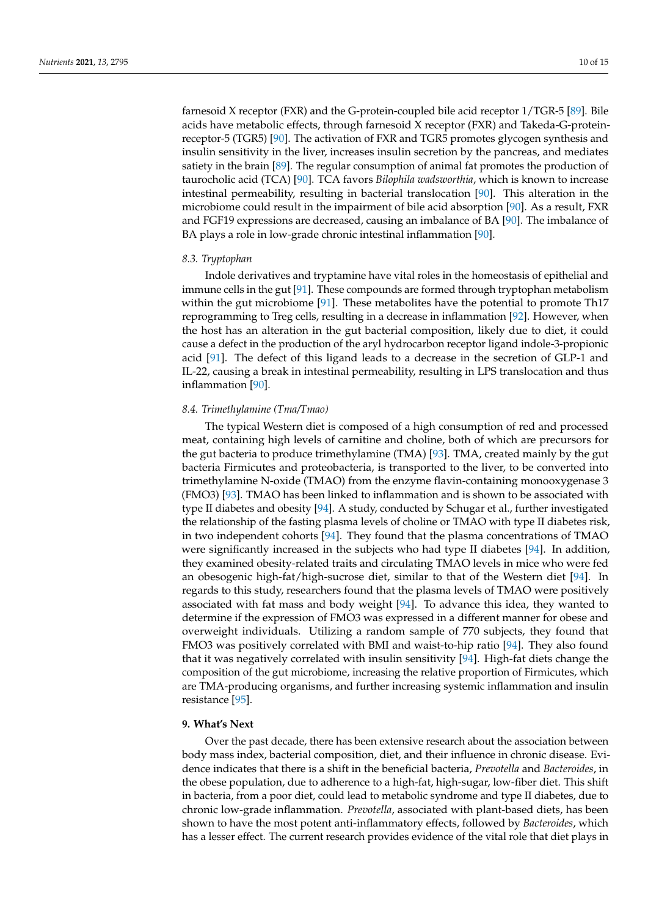farnesoid X receptor (FXR) and the G-protein-coupled bile acid receptor 1/TGR-5 [89]. Bile acids have metabolic effects, through farnesoid X receptor (FXR) and Takeda-G-protein-receptor-5 (TGR5) [90]. The activation of FXR and TGR5 promotes glycogen synthesis and insulin sensitivity in the liver, increases insulin secretion by the pancreas, and mediates satiety in the brain [89]. The regular consumption of animal fat promotes the production of taurocholic acid (TCA) [90]. TCA favors *Bilophila wadsworthia*, which is known to increase intestinal permeability, resulting in bacterial translocation [90]. This alteration in the microbiome could result in the impairment of bile acid absorption [90]. As a result, FXR and FGF19 expressions are decreased, causing an imbalance of BA [90]. The imbalance of BA plays a role in low-grade chronic intestinal inflammation [90].

### 8.3. Tryptophan

Indole derivatives and tryptamine have vital roles in the homeostasis of epithelial and immune cells in the gut [91]. These compounds are formed through tryptophan metabolism within the gut microbiome [91]. These metabolites have the potential to promote Th17 reprogramming to Treg cells, resulting in a decrease in inflammation [92]. However, when the host has an alteration in the gut bacterial composition, likely due to diet, it could cause a defect in the production of the aryl hydrocarbon receptor ligand indole-3-propionic acid [91]. The defect of this ligand leads to a decrease in the secretion of GLP-1 and IL-22, causing a break in intestinal permeability, resulting in LPS translocation and thus inflammation [90].

### 8.4. Trimethylamine (Tma/Tmao)

The typical Western diet is composed of a high consumption of red and processed meat, containing high levels of carnitine and choline, both of which are precursors for the gut bacteria to produce trimethylamine (TMA) [93]. TMA, created mainly by the gut bacteria Firmicutes and proteobacteria, is transported to the liver, to be converted into trimethylamine N-oxide (TMAO) from the enzyme flavin-containing monooxygenase 3 (FMO3) [93]. TMAO has been linked to inflammation and is shown to be associated with type II diabetes and obesity [94]. A study, conducted by Schugar et al., further investigated the relationship of the fasting plasma levels of choline or TMAO with type II diabetes risk, in two independent cohorts [94]. They found that the plasma concentrations of TMAO were significantly increased in the subjects who had type II diabetes [94]. In addition, they examined obesity-related traits and circulating TMAO levels in mice who were fed an obesogenic high-fat/high-sucrose diet, similar to that of the Western diet [94]. In regards to this study, researchers found that the plasma levels of TMAO were positively associated with fat mass and body weight [94]. To advance this idea, they wanted to determine if the expression of FMO3 was expressed in a different manner for obese and overweight individuals. Utilizing a random sample of 770 subjects, they found that FMO3 was positively correlated with BMI and waist-to-hip ratio [94]. They also found that it was negatively correlated with insulin sensitivity [94]. High-fat diets change the composition of the gut microbiome, increasing the relative proportion of Firmicutes, which are TMA-producing organisms, and further increasing systemic inflammation and insulin resistance [95].

## 9. What's Next

Over the past decade, there has been extensive research about the association between body mass index, bacterial composition, diet, and their influence in chronic disease. Evidence indicates that there is a shift in the beneficial bacteria, *Prevotella* and *Bacteroides*, in the obese population, due to adherence to a high-fat, high-sugar, low-fiber diet. This shift in bacteria, from a poor diet, could lead to metabolic syndrome and type II diabetes, due to chronic low-grade inflammation. *Prevotella*, associated with plant-based diets, has been shown to have the most potent anti-inflammatory effects, followed by *Bacteroides*, which has a lesser effect. The current research provides evidence of the vital role that diet plays in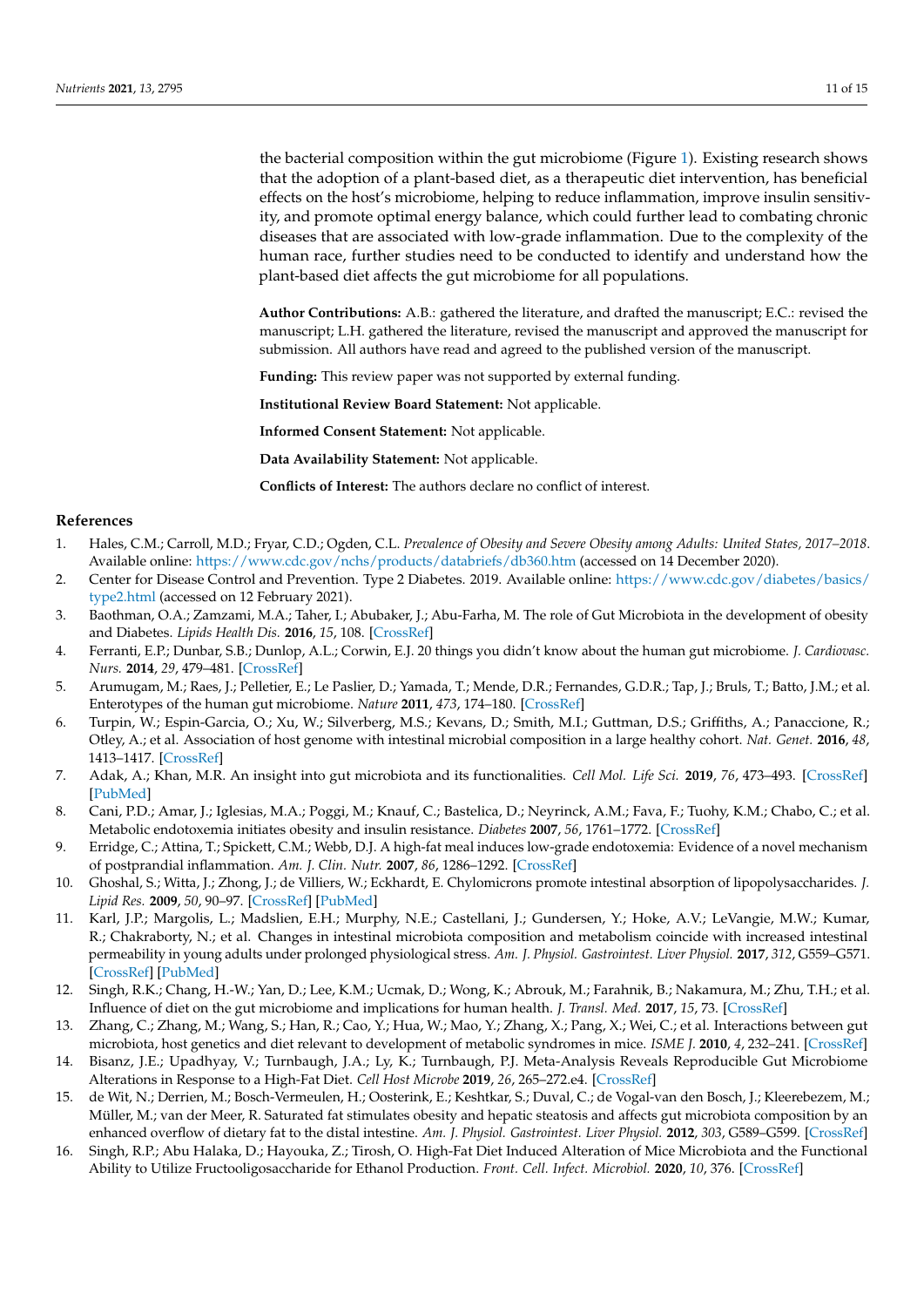the bacterial composition within the gut microbiome (Figure 1). Existing research shows that the adoption of a plant-based diet, as a therapeutic diet intervention, has beneficial effects on the host's microbiome, helping to reduce inflammation, improve insulin sensitivity, and promote optimal energy balance, which could further lead to combating chronic diseases that are associated with low-grade inflammation. Due to the complexity of the human race, further studies need to be conducted to identify and understand how the plant-based diet affects the gut microbiome for all populations.

**Author Contributions:** A.B.: gathered the literature, and drafted the manuscript; E.C.: revised the manuscript; L.H. gathered the literature, revised the manuscript and approved the manuscript for submission. All authors have read and agreed to the published version of the manuscript.

**Funding:** This review paper was not supported by external funding.

**Institutional Review Board Statement:** Not applicable.

**Informed Consent Statement:** Not applicable.

**Data Availability Statement:** Not applicable.

**Conflicts of Interest:** The authors declare no conflict of interest.

## References

1. Hales, C.M.; Carroll, M.D.; Fryar, C.D.; Ogden, C.L. *Prevalence of Obesity and Severe Obesity among Adults: United States, 2017–2018*. Available online: https://www.cdc.gov/nchs/products/databriefs/db360.htm (accessed on 14 December 2020).
2. Center for Disease Control and Prevention. Type 2 Diabetes. 2019. Available online: https://www.cdc.gov/diabetes/basics/type2.html (accessed on 12 February 2021).
3. Baothman, O.A.; Zamzami, M.A.; Taher, I.; Abubaker, J.; Abu-Farha, M. The role of Gut Microbiota in the development of obesity and Diabetes. *Lipids Health Dis.* **2016**, *15*, 108. [CrossRef]
4. Ferranti, E.P.; Dunbar, S.B.; Dunlop, A.L.; Corwin, E.J. 20 things you didn't know about the human gut microbiome. *J. Cardiovasc. Nurs.* **2014**, *29*, 479–481. [CrossRef]
5. Arumugam, M.; Raes, J.; Pelletier, E.; Le Paslier, D.; Yamada, T.; Mende, D.R.; Fernandes, G.D.R.; Tap, J.; Bruls, T.; Batto, J.M.; et al. Enterotypes of the human gut microbiome. *Nature* **2011**, *473*, 174–180. [CrossRef]
6. Turpin, W.; Espin-Garcia, O.; Xu, W.; Silverberg, M.S.; Kevans, D.; Smith, M.I.; Guttman, D.S.; Griffiths, A.; Panaccione, R.; Otley, A.; et al. Association of host genome with intestinal microbial composition in a large healthy cohort. *Nat. Genet.* **2016**, *48*, 1413–1417. [CrossRef]
7. Adak, A.; Khan, M.R. An insight into gut microbiota and its functionalities. *Cell Mol. Life Sci.* **2019**, *76*, 473–493. [CrossRef] [PubMed]
8. Cani, P.D.; Amar, J.; Iglesias, M.A.; Poggi, M.; Knauf, C.; Bastelica, D.; Neyrinck, A.M.; Fava, F.; Tuohy, K.M.; Chabo, C.; et al. Metabolic endotoxemia initiates obesity and insulin resistance. *Diabetes* **2007**, *56*, 1761–1772. [CrossRef]
9. Erridge, C.; Attina, T.; Spickett, C.M.; Webb, D.J. A high-fat meal induces low-grade endotoxemia: Evidence of a novel mechanism of postprandial inflammation. *Am. J. Clin. Nutr.* **2007**, *86*, 1286–1292. [CrossRef]
10. Ghoshal, S.; Witta, J.; Zhong, J.; de Villiers, W.; Eckhardt, E. Chylomicrons promote intestinal absorption of lipopolysaccharides. *J. Lipid Res.* **2009**, *50*, 90–97. [CrossRef] [PubMed]
11. Karl, J.P.; Margolis, L.; Madslien, E.H.; Murphy, N.E.; Castellani, J.; Gundersen, Y.; Hoke, A.V.; LeVangie, M.W.; Kumar, R.; Chakraborty, N.; et al. Changes in intestinal microbiota composition and metabolism coincide with increased intestinal permeability in young adults under prolonged physiological stress. *Am. J. Physiol. Gastrointest. Liver Physiol.* **2017**, *312*, G559–G571. [CrossRef] [PubMed]
12. Singh, R.K.; Chang, H.-W.; Yan, D.; Lee, K.M.; Ucmak, D.; Wong, K.; Abrouk, M.; Farahnik, B.; Nakamura, M.; Zhu, T.H.; et al. Influence of diet on the gut microbiome and implications for human health. *J. Transl. Med.* **2017**, *15*, 73. [CrossRef]
13. Zhang, C.; Zhang, M.; Wang, S.; Han, R.; Cao, Y.; Hua, W.; Mao, Y.; Zhang, X.; Pang, X.; Wei, C.; et al. Interactions between gut microbiota, host genetics and diet relevant to development of metabolic syndromes in mice. *ISME J.* **2010**, *4*, 232–241. [CrossRef]
14. Bisanz, J.E.; Upadhyay, V.; Turnbaugh, J.A.; Ly, K.; Turnbaugh, P.J. Meta-Analysis Reveals Reproducible Gut Microbiome Alterations in Response to a High-Fat Diet. *Cell Host Microbe* **2019**, *26*, 265–272.e4. [CrossRef]
15. de Wit, N.; Derrien, M.; Bosch-Vermeulen, H.; Oosterink, E.; Keshtkar, S.; Duval, C.; de Vogel-van den Bosch, J.; Kleerebezem, M.; Müller, M.; van der Meer, R. Saturated fat stimulates obesity and hepatic steatosis and affects gut microbiota composition by an enhanced overflow of dietary fat to the distal intestine. *Am. J. Physiol. Gastrointest. Liver Physiol.* **2012**, *303*, G589–G599. [CrossRef]
16. Singh, R.P.; Abu Halaka, D.; Hayouka, Z.; Tirosh, O. High-Fat Diet Induced Alteration of Mice Microbiota and the Functional Ability to Utilize Fructooligosaccharide for Ethanol Production. *Front. Cell. Infect. Microbiol.* **2020**, *10*, 376. [CrossRef]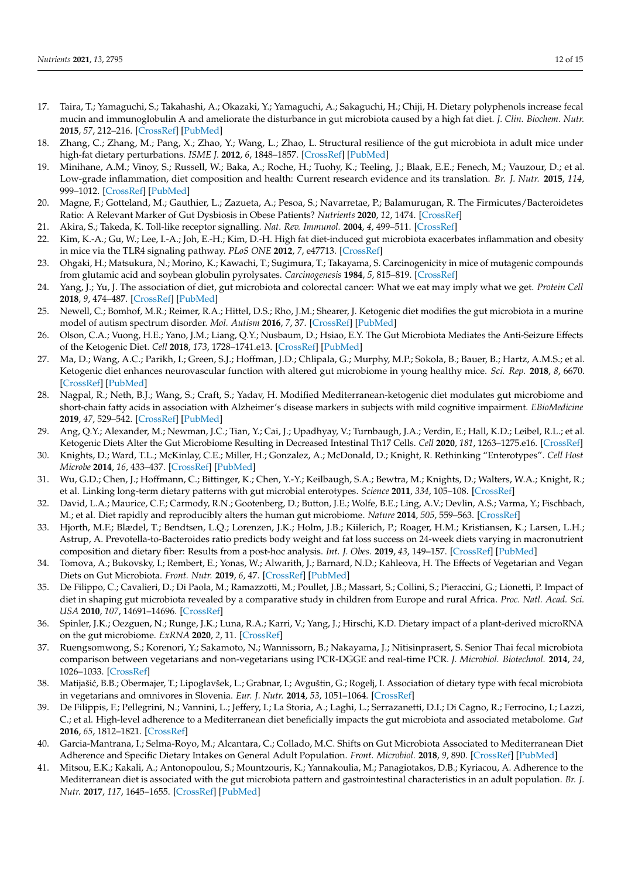17. Taira, T.; Yamaguchi, S.; Takahashi, A.; Okazaki, Y.; Yamaguchi, A.; Sakaguchi, H.; Chiji, H. Dietary polyphenols increase fecal mucin and immunoglobulin A and ameliorate the disturbance in gut microbiota caused by a high fat diet. *J. Clin. Biochem. Nutr.* **2015**, *57*, 212–216. [CrossRef] [PubMed]
18. Zhang, C.; Zhang, M.; Pang, X.; Zhao, Y.; Wang, L.; Zhao, L. Structural resilience of the gut microbiota in adult mice under high-fat dietary perturbations. *ISME J.* **2012**, *6*, 1848–1857. [CrossRef] [PubMed]
19. Minihane, A.M.; Vinoy, S.; Russell, W.; Baka, A.; Roche, H.; Tuohy, K.; Teeling, J.; Blaak, E.E.; Fenech, M.; Vauzour, D.; et al. Low-grade inflammation, diet composition and health: Current research evidence and its translation. *Br. J. Nutr.* **2015**, *114*, 999–1012. [CrossRef] [PubMed]
20. Magne, F.; Gotteland, M.; Gauthier, L.; Zazueta, A.; Pesoa, S.; Navarretae, P.; Balamurugan, R. The Firmicutes/Bacteroidetes Ratio: A Relevant Marker of Gut Dysbiosis in Obese Patients? *Nutrients* **2020**, *12*, 1474. [CrossRef]
21. Akira, S.; Takeda, K. Toll-like receptor signalling. *Nat. Rev. Immunol.* **2004**, *4*, 499–511. [CrossRef]
22. Kim, K.-A.; Gu, W.; Lee, I.-A.; Joh, E.-H.; Kim, D.-H. High fat diet-induced gut microbiota exacerbates inflammation and obesity in mice via the TLR4 signaling pathway. *PLoS ONE* **2012**, *7*, e47713. [CrossRef]
23. Ohgaki, H.; Matsukura, N.; Morino, K.; Kawachi, T.; Sugimura, T.; Takayama, S. Carcinogenicity in mice of mutagenic compounds from glutamic acid and soybean globulin pyrolysates. *Carcinogenesis* **1984**, *5*, 815–819. [CrossRef]
24. Yang, J.; Yu, J. The association of diet, gut microbiota and colorectal cancer: What we eat may imply what we get. *Protein Cell* **2018**, *9*, 474–487. [CrossRef] [PubMed]
25. Newell, C.; Bomhof, M.R.; Reimer, R.A.; Hittel, D.S.; Rho, J.M.; Shearer, J. Ketogenic diet modifies the gut microbiota in a murine model of autism spectrum disorder. *Mol. Autism* **2016**, *7*, 37. [CrossRef] [PubMed]
26. Olson, C.A.; Vuong, H.E.; Yano, J.M.; Liang, Q.Y.; Nusbaum, D.; Hsiao, E.Y. The Gut Microbiota Mediates the Anti-Seizure Effects of the Ketogenic Diet. *Cell* **2018**, *173*, 1728–1741.e13. [CrossRef] [PubMed]
27. Ma, D.; Wang, A.C.; Parikh, I.; Green, S.J.; Hoffman, J.D.; Chlipala, G.; Murphy, M.P.; Sokola, B.; Bauer, B.; Hartz, A.M.S.; et al. Ketogenic diet enhances neurovascular function with altered gut microbiome in young healthy mice. *Sci. Rep.* **2018**, *8*, 6670. [CrossRef] [PubMed]
28. Nagpal, R.; Neth, B.J.; Wang, S.; Craft, S.; Yadav, H. Modified Mediterranean-ketogenic diet modulates gut microbiome and short-chain fatty acids in association with Alzheimer's disease markers in subjects with mild cognitive impairment. *EBioMedicine* **2019**, *47*, 529–542. [CrossRef] [PubMed]
29. Ang, Q.Y.; Alexander, M.; Newman, J.C.; Tian, Y.; Cai, J.; Upadhyay, V.; Turnbaugh, J.A.; Verdin, E.; Hall, K.D.; Leibel, R.L.; et al. Ketogenic Diets Alter the Gut Microbiome Resulting in Decreased Intestinal Th17 Cells. *Cell* **2020**, *181*, 1263–1275.e16. [CrossRef]
30. Knights, D.; Ward, T.L.; McKinlay, C.E.; Miller, H.; Gonzalez, A.; McDonald, D.; Knight, R. Rethinking "Enterotypes". *Cell Host Microbe* **2014**, *16*, 433–437. [CrossRef] [PubMed]
31. Wu, G.D.; Chen, J.; Hoffmann, C.; Bittinger, K.; Chen, Y.-Y.; Keilbaugh, S.A.; Bewtra, M.; Knights, D.; Walters, W.A.; Knight, R.; et al. Linking long-term dietary patterns with gut microbial enterotypes. *Science* **2011**, *334*, 105–108. [CrossRef]
32. David, L.A.; Maurice, C.F.; Carmody, R.N.; Gootenberg, D.; Button, J.E.; Wolfe, B.E.; Ling, A.V.; Devlin, A.S.; Varma, Y.; Fischbach, M.; et al. Diet rapidly and reproducibly alters the human gut microbiome. *Nature* **2014**, *505*, 559–563. [CrossRef]
33. Hjorth, M.F.; Blædel, T.; Bendtsen, L.Q.; Lorenzen, J.K.; Holm, J.B.; Kiilerich, P.; Roager, H.M.; Kristiansen, K.; Larsen, L.H.; Astrup, A. Prevotella-to-Bacteroides ratio predicts body weight and fat loss success on 24-week diets varying in macronutrient composition and dietary fiber: Results from a post-hoc analysis. *Int. J. Obes.* **2019**, *43*, 149–157. [CrossRef] [PubMed]
34. Tomova, A.; Bukovsky, I.; Rembert, E.; Yonas, W.; Alwarith, J.; Barnard, N.D.; Kahleova, H. The Effects of Vegetarian and Vegan Diets on Gut Microbiota. *Front. Nutr.* **2019**, *6*, 47. [CrossRef] [PubMed]
35. De Filippo, C.; Cavalieri, D.; Di Paola, M.; Ramazzotti, M.; Poullet, J.B.; Massart, S.; Collini, S.; Pieraccini, G.; Lionetti, P. Impact of diet in shaping gut microbiota revealed by a comparative study in children from Europe and rural Africa. *Proc. Natl. Acad. Sci. USA* **2010**, *107*, 14691–14696. [CrossRef]
36. Spinler, J.K.; Oezguen, N.; Runge, J.K.; Luna, R.A.; Karri, V.; Yang, J.; Hirschi, K.D. Dietary impact of a plant-derived microRNA on the gut microbiome. *ExRNA* **2020**, *2*, 11. [CrossRef]
37. Ruengsomwong, S.; Korenori, Y.; Sakamoto, N.; Wannissorn, B.; Nakayama, J.; Nitisinprasert, S. Senior Thai fecal microbiota comparison between vegetarians and non-vegetarians using PCR-DGGE and real-time PCR. *J. Microbiol. Biotechnol.* **2014**, *24*, 1026–1033. [CrossRef]
38. Matijašić, B.B.; Obermajer, T.; Lipoglavšek, L.; Grabnar, I.; Avguštin, G.; Rogelj, I. Association of dietary type with fecal microbiota in vegetarians and omnivores in Slovenia. *Eur. J. Nutr.* **2014**, *53*, 1051–1064. [CrossRef]
39. De Filippis, F.; Pellegrini, N.; Vannini, L.; Jeffery, I.; La Storia, A.; Laghi, L.; Serrazanetti, D.I.; Di Cagno, R.; Ferrocino, I.; Lazzi, C.; et al. High-level adherence to a Mediterranean diet beneficially impacts the gut microbiota and associated metabolome. *Gut* **2016**, *65*, 1812–1821. [CrossRef]
40. Garcia-Mantrana, I.; Selma-Royo, M.; Alcantara, C.; Collado, M.C. Shifts on Gut Microbiota Associated to Mediterranean Diet Adherence and Specific Dietary Intakes on General Adult Population. *Front. Microbiol.* **2018**, *9*, 890. [CrossRef] [PubMed]
41. Mitsou, E.K.; Kakali, A.; Antonopoulou, S.; Mountzouris, K.; Yannakoulia, M.; Panagiotakos, D.B.; Kyriacou, A. Adherence to the Mediterranean diet is associated with the gut microbiota pattern and gastrointestinal characteristics in an adult population. *Br. J. Nutr.* **2017**, *117*, 1645–1655. [CrossRef] [PubMed]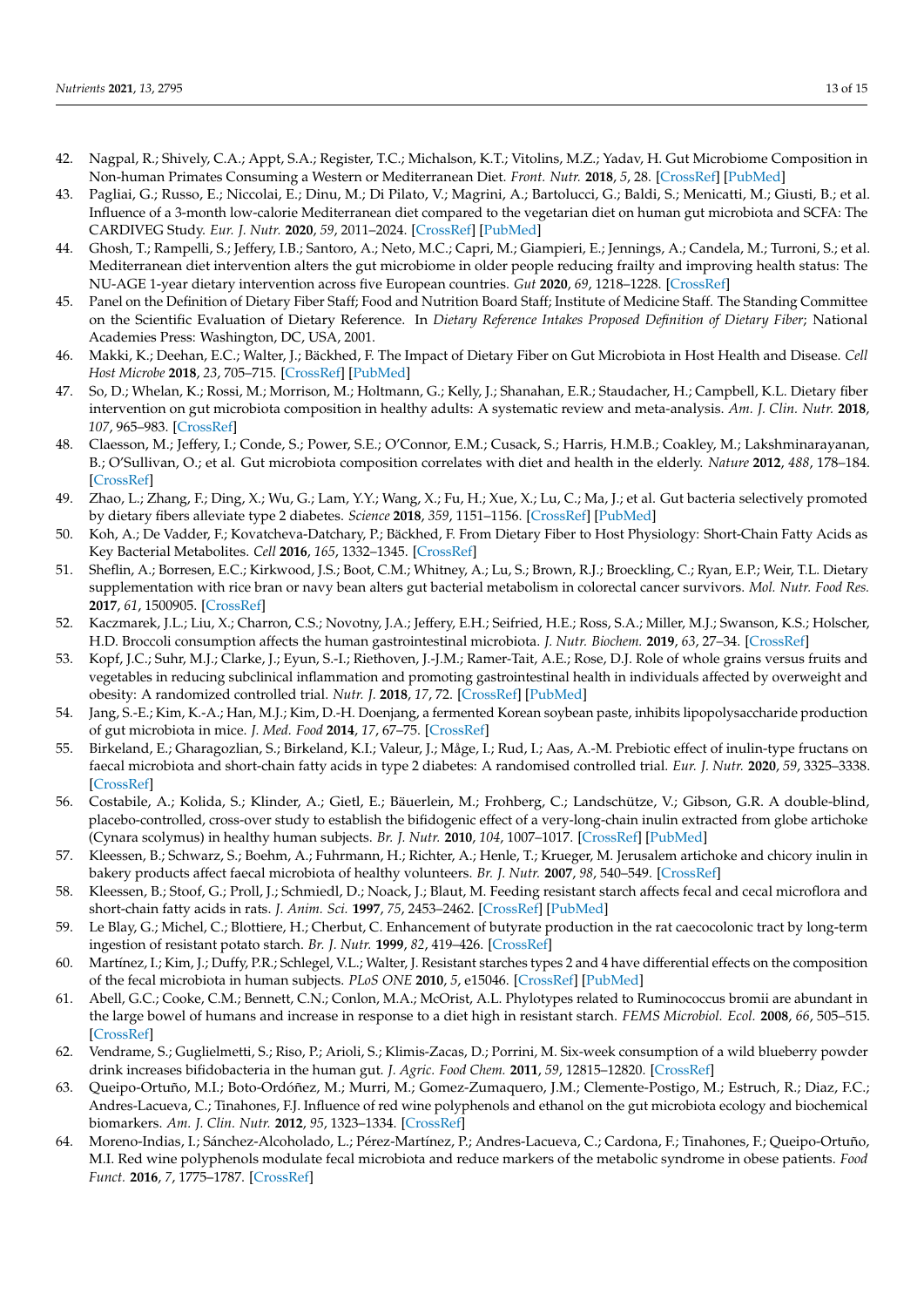42. Nagpal, R.; Shively, C.A.; Appt, S.A.; Register, T.C.; Michalson, K.T.; Vitolins, M.Z.; Yadav, H. Gut Microbiome Composition in Non-human Primates Consuming a Western or Mediterranean Diet. *Front. Nutr.* **2018**, *5*, 28. [CrossRef] [PubMed]
43. Pagliai, G.; Russo, E.; Niccolai, E.; Dinu, M.; Di Pilato, V.; Magrini, A.; Bartolucci, G.; Baldi, S.; Menicatti, M.; Giusti, B.; et al. Influence of a 3-month low-calorie Mediterranean diet compared to the vegetarian diet on human gut microbiota and SCFA: The CARDIVEG Study. *Eur. J. Nutr.* **2020**, *59*, 2011–2024. [CrossRef] [PubMed]
44. Ghosh, T.; Rampelli, S.; Jeffery, I.B.; Santoro, A.; Neto, M.C.; Capri, M.; Giampieri, E.; Jennings, A.; Candela, M.; Turroni, S.; et al. Mediterranean diet intervention alters the gut microbiome in older people reducing frailty and improving health status: The NU-AGE 1-year dietary intervention across five European countries. *Gut* **2020**, *69*, 1218–1228. [CrossRef]
45. Panel on the Definition of Dietary Fiber Staff; Food and Nutrition Board Staff; Institute of Medicine Staff. The Standing Committee on the Scientific Evaluation of Dietary Reference. In *Dietary Reference Intakes Proposed Definition of Dietary Fiber*; National Academies Press: Washington, DC, USA, 2001.
46. Makki, K.; Deehan, E.C.; Walter, J.; Bäckhed, F. The Impact of Dietary Fiber on Gut Microbiota in Host Health and Disease. *Cell Host Microbe* **2018**, *23*, 705–715. [CrossRef] [PubMed]
47. So, D.; Whelan, K.; Rossi, M.; Morrison, M.; Holtmann, G.; Kelly, J.; Shanahan, E.R.; Staudacher, H.; Campbell, K.L. Dietary fiber intervention on gut microbiota composition in healthy adults: A systematic review and meta-analysis. *Am. J. Clin. Nutr.* **2018**, *107*, 965–983. [CrossRef]
48. Claesson, M.; Jeffery, I.; Conde, S.; Power, S.E.; O'Connor, E.M.; Cusack, S.; Harris, H.M.B.; Coakley, M.; Lakshminarayanan, B.; O'Sullivan, O.; et al. Gut microbiota composition correlates with diet and health in the elderly. *Nature* **2012**, *488*, 178–184. [CrossRef]
49. Zhao, L.; Zhang, F.; Ding, X.; Wu, G.; Lam, Y.Y.; Wang, X.; Fu, H.; Xue, X.; Lu, C.; Ma, J.; et al. Gut bacteria selectively promoted by dietary fibers alleviate type 2 diabetes. *Science* **2018**, *359*, 1151–1156. [CrossRef] [PubMed]
50. Koh, A.; De Vadder, F.; Kovatcheva-Datchary, P.; Bäckhed, F. From Dietary Fiber to Host Physiology: Short-Chain Fatty Acids as Key Bacterial Metabolites. *Cell* **2016**, *165*, 1332–1345. [CrossRef]
51. Sheflin, A.; Borresen, E.C.; Kirkwood, J.S.; Boot, C.M.; Whitney, A.; Lu, S.; Brown, R.J.; Broeckling, C.; Ryan, E.P.; Weir, T.L. Dietary supplementation with rice bran or navy bean alters gut bacterial metabolism in colorectal cancer survivors. *Mol. Nutr. Food Res.* **2017**, *61*, 1500905. [CrossRef]
52. Kaczmarek, J.L.; Liu, X.; Charron, C.S.; Novotny, J.A.; Jeffery, E.H.; Seifried, H.E.; Ross, S.A.; Miller, M.J.; Swanson, K.S.; Holscher, H.D. Broccoli consumption affects the human gastrointestinal microbiota. *J. Nutr. Biochem.* **2019**, *63*, 27–34. [CrossRef]
53. Kopf, J.C.; Suhr, M.J.; Clarke, J.; Eyun, S.-I.; Riethoven, J.-J.M.; Ramer-Tait, A.E.; Rose, D.J. Role of whole grains versus fruits and vegetables in reducing subclinical inflammation and promoting gastrointestinal health in individuals affected by overweight and obesity: A randomized controlled trial. *Nutr. J.* **2018**, *17*, 72. [CrossRef] [PubMed]
54. Jang, S.-E.; Kim, K.-A.; Han, M.J.; Kim, D.-H. Doenjang, a fermented Korean soybean paste, inhibits lipopolysaccharide production of gut microbiota in mice. *J. Med. Food* **2014**, *17*, 67–75. [CrossRef]
55. Birkeland, E.; Gharagozlian, S.; Birkeland, K.I.; Valeur, J.; Måge, I.; Rud, I.; Aas, A.-M. Prebiotic effect of inulin-type fructans on faecal microbiota and short-chain fatty acids in type 2 diabetes: A randomised controlled trial. *Eur. J. Nutr.* **2020**, *59*, 3325–3338. [CrossRef]
56. Costabile, A.; Kolida, S.; Klinder, A.; Gietl, E.; Bäuerlein, M.; Frohberg, C.; Landschütze, V.; Gibson, G.R. A double-blind, placebo-controlled, cross-over study to establish the bifidogenic effect of a very-long-chain inulin extracted from globe artichoke (Cynara scolymus) in healthy human subjects. *Br. J. Nutr.* **2010**, *104*, 1007–1017. [CrossRef] [PubMed]
57. Kleessen, B.; Schwarz, S.; Boehm, A.; Fuhrmann, H.; Richter, A.; Henle, T.; Krueger, M. Jerusalem artichoke and chicory inulin in bakery products affect faecal microbiota of healthy volunteers. *Br. J. Nutr.* **2007**, *98*, 540–549. [CrossRef]
58. Kleessen, B.; Stoof, G.; Proll, J.; Schmiedl, D.; Noack, J.; Blaut, M. Feeding resistant starch affects fecal and cecal microflora and short-chain fatty acids in rats. *J. Anim. Sci.* **1997**, *75*, 2453–2462. [CrossRef] [PubMed]
59. Le Blay, G.; Michel, C.; Blottiere, H.; Cherbut, C. Enhancement of butyrate production in the rat caecocolonic tract by long-term ingestion of resistant potato starch. *Br. J. Nutr.* **1999**, *82*, 419–426. [CrossRef]
60. Martínez, I.; Kim, J.; Duffy, P.R.; Schlegel, V.L.; Walter, J. Resistant starches types 2 and 4 have differential effects on the composition of the fecal microbiota in human subjects. *PLoS ONE* **2010**, *5*, e15046. [CrossRef] [PubMed]
61. Abell, G.C.; Cooke, C.M.; Bennett, C.N.; Conlon, M.A.; McOrist, A.L. Phylotypes related to Ruminococcus bromii are abundant in the large bowel of humans and increase in response to a diet high in resistant starch. *FEMS Microbiol. Ecol.* **2008**, *66*, 505–515. [CrossRef]
62. Vendrame, S.; Guglielmetti, S.; Riso, P.; Arioli, S.; Klimis-Zacas, D.; Porrini, M. Six-week consumption of a wild blueberry powder drink increases bifidobacteria in the human gut. *J. Agric. Food Chem.* **2011**, *59*, 12815–12820. [CrossRef]
63. Queipo-Ortuño, M.I.; Boto-Ordóñez, M.; Murri, M.; Gomez-Zumaquero, J.M.; Clemente-Postigo, M.; Estruch, R.; Diaz, F.C.; Andres-Lacueva, C.; Tinahones, F.J. Influence of red wine polyphenols and ethanol on the gut microbiota ecology and biochemical biomarkers. *Am. J. Clin. Nutr.* **2012**, *95*, 1323–1334. [CrossRef]
64. Moreno-Indias, I.; Sánchez-Alcoholado, L.; Pérez-Martínez, P.; Andres-Lacueva, C.; Cardona, F.; Tinahones, F.; Queipo-Ortuño, M.I. Red wine polyphenols modulate fecal microbiota and reduce markers of the metabolic syndrome in obese patients. *Food Funct.* **2016**, *7*, 1775–1787. [CrossRef]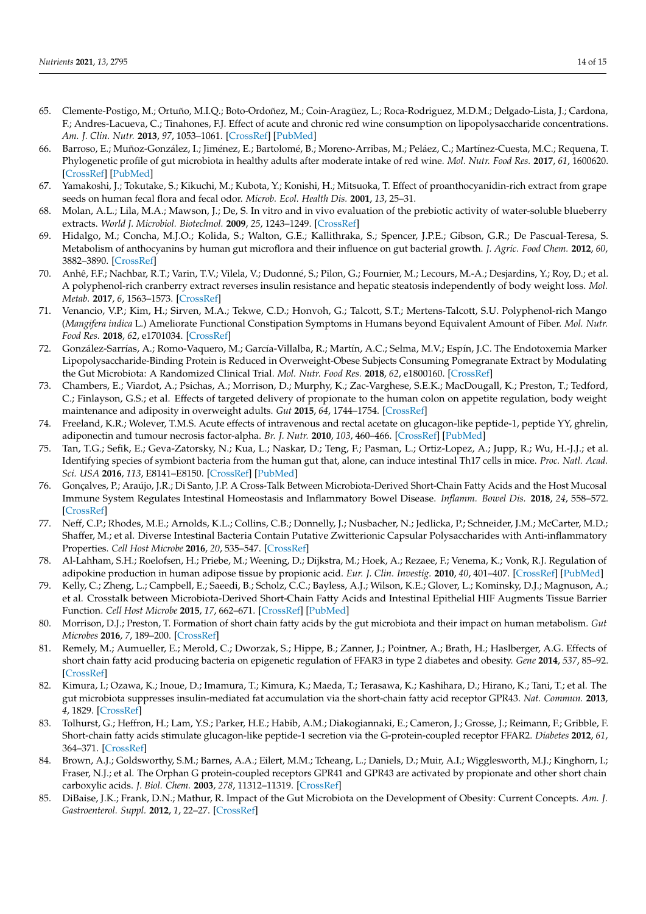65. Clemente-Postigo, M.; Ortuño, M.I.Q.; Boto-Ordoñez, M.; Coin-Aragüez, L.; Roca-Rodriguez, M.D.M.; Delgado-Lista, J.; Cardona, F.; Andres-Lacueva, C.; Tinahones, F.J. Effect of acute and chronic red wine consumption on lipopolysaccharide concentrations. *Am. J. Clin. Nutr.* **2013**, *97*, 1053–1061. [CrossRef] [PubMed]
66. Barroso, E.; Muñoz-González, I.; Jiménez, E.; Bartolomé, B.; Moreno-Arribas, M.; Peláez, C.; Martínez-Cuesta, M.C.; Requena, T. Phylogenetic profile of gut microbiota in healthy adults after moderate intake of red wine. *Mol. Nutr. Food Res.* **2017**, *61*, 1600620. [CrossRef] [PubMed]
67. Yamakoshi, J.; Tokutake, S.; Kikuchi, M.; Kubota, Y.; Konishi, H.; Mitsuoka, T. Effect of proanthocyanidin-rich extract from grape seeds on human fecal flora and fecal odor. *Microb. Ecol. Health Dis.* **2001**, *13*, 25–31.
68. Molan, A.L.; Lila, M.A.; Mawson, J.; De, S. In vitro and in vivo evaluation of the prebiotic activity of water-soluble blueberry extracts. *World J. Microbiol. Biotechnol.* **2009**, *25*, 1243–1249. [CrossRef]
69. Hidalgo, M.; Concha, M.J.O.; Kolida, S.; Walton, G.E.; Kallithraka, S.; Spencer, J.P.E.; Gibson, G.R.; De Pascual-Teresa, S. Metabolism of anthocyanins by human gut microflora and their influence on gut bacterial growth. *J. Agric. Food Chem.* **2012**, *60*, 3882–3890. [CrossRef]
70. Anhê, F.F.; Nachbar, R.T.; Varin, T.V.; Vilela, V.; Dudonné, S.; Pilon, G.; Fournier, M.; Lecours, M.-A.; Desjardins, Y.; Roy, D.; et al. A polyphenol-rich cranberry extract reverses insulin resistance and hepatic steatosis independently of body weight loss. *Mol. Metab.* **2017**, *6*, 1563–1573. [CrossRef]
71. Venancio, V.P.; Kim, H.; Sirven, M.A.; Tekwe, C.D.; Honvoh, G.; Talcott, S.T.; Mertens-Talcott, S.U. Polyphenol-rich Mango (*Mangifera indica* L.) Ameliorate Functional Constipation Symptoms in Humans beyond Equivalent Amount of Fiber. *Mol. Nutr. Food Res.* **2018**, *62*, e1701034. [CrossRef]
72. González-Sarrías, A.; Romo-Vaquero, M.; García-Villalba, R.; Martín, A.C.; Selma, M.V.; Espín, J.C. The Endotoxemia Marker Lipopolysaccharide-Binding Protein is Reduced in Overweight-Obese Subjects Consuming Pomegranate Extract by Modulating the Gut Microbiota: A Randomized Clinical Trial. *Mol. Nutr. Food Res.* **2018**, *62*, e1800160. [CrossRef]
73. Chambers, E.; Viardot, A.; Psichas, A.; Morrison, D.; Murphy, K.; Zac-Varghese, S.E.K.; MacDougall, K.; Preston, T.; Tedford, C.; Finlayson, G.S.; et al. Effects of targeted delivery of propionate to the human colon on appetite regulation, body weight maintenance and adiposity in overweight adults. *Gut* **2015**, *64*, 1744–1754. [CrossRef]
74. Freeland, K.R.; Wolever, T.M.S. Acute effects of intravenous and rectal acetate on glucagon-like peptide-1, peptide YY, ghrelin, adiponectin and tumour necrosis factor-alpha. *Br. J. Nutr.* **2010**, *103*, 460–466. [CrossRef] [PubMed]
75. Tan, T.G.; Sefik, E.; Geva-Zatorsky, N.; Kua, L.; Naskar, D.; Teng, F.; Pasman, L.; Ortiz-Lopez, A.; Jupp, R.; Wu, H.-J.J.; et al. Identifying species of symbiont bacteria from the human gut that, alone, can induce intestinal Th17 cells in mice. *Proc. Natl. Acad. Sci. USA* **2016**, *113*, E8141–E8150. [CrossRef] [PubMed]
76. Gonçalves, P.; Araújo, J.R.; Di Santo, J.P. A Cross-Talk Between Microbiota-Derived Short-Chain Fatty Acids and the Host Mucosal Immune System Regulates Intestinal Homeostasis and Inflammatory Bowel Disease. *Inflamm. Bowel Dis.* **2018**, *24*, 558–572. [CrossRef]
77. Neff, C.P.; Rhodes, M.E.; Arnolds, K.L.; Collins, C.B.; Donnelly, J.; Nusbacher, N.; Jedlicka, P.; Schneider, J.M.; McCarter, M.D.; Shaffer, M.; et al. Diverse Intestinal Bacteria Contain Putative Zwitterionic Capsular Polysaccharides with Anti-inflammatory Properties. *Cell Host Microbe* **2016**, *20*, 535–547. [CrossRef]
78. Al-Lahham, S.H.; Roelofsen, H.; Priebe, M.; Weening, D.; Dijkstra, M.; Hoek, A.; Rezaee, F.; Venema, K.; Vonk, R.J. Regulation of adipokine production in human adipose tissue by propionic acid. *Eur. J. Clin. Investig.* **2010**, *40*, 401–407. [CrossRef] [PubMed]
79. Kelly, C.; Zheng, L.; Campbell, E.; Saeedi, B.; Scholz, C.C.; Bayless, A.J.; Wilson, K.E.; Glover, L.; Kominsky, D.J.; Magnuson, A.; et al. Crosstalk between Microbiota-Derived Short-Chain Fatty Acids and Intestinal Epithelial HIF Augments Tissue Barrier Function. *Cell Host Microbe* **2015**, *17*, 662–671. [CrossRef] [PubMed]
80. Morrison, D.J.; Preston, T. Formation of short chain fatty acids by the gut microbiota and their impact on human metabolism. *Gut Microbes* **2016**, *7*, 189–200. [CrossRef]
81. Remely, M.; Aumueller, E.; Merold, C.; Dworzak, S.; Hippe, B.; Zanner, J.; Pointner, A.; Brath, H.; Haslberger, A.G. Effects of short chain fatty acid producing bacteria on epigenetic regulation of FFAR3 in type 2 diabetes and obesity. *Gene* **2014**, *537*, 85–92. [CrossRef]
82. Kimura, I.; Ozawa, K.; Inoue, D.; Imamura, T.; Kimura, K.; Maeda, T.; Terasawa, K.; Kashihara, D.; Hirano, K.; Tani, T.; et al. The gut microbiota suppresses insulin-mediated fat accumulation via the short-chain fatty acid receptor GPR43. *Nat. Commun.* **2013**, *4*, 1829. [CrossRef]
83. Tolhurst, G.; Heffron, H.; Lam, Y.S.; Parker, H.E.; Habib, A.M.; Diakogiannaki, E.; Cameron, J.; Grosse, J.; Reimann, F.; Gribble, F. Short-chain fatty acids stimulate glucagon-like peptide-1 secretion via the G-protein-coupled receptor FFAR2. *Diabetes* **2012**, *61*, 364–371. [CrossRef]
84. Brown, A.J.; Goldsworthy, S.M.; Barnes, A.A.; Eilert, M.M.; Tcheang, L.; Daniels, D.; Muir, A.I.; Wigglesworth, M.J.; Kinghorn, I.; Fraser, N.J.; et al. The Orphan G protein-coupled receptors GPR41 and GPR43 are activated by propionate and other short chain carboxylic acids. *J. Biol. Chem.* **2003**, *278*, 11312–11319. [CrossRef]
85. DiBaise, J.K.; Frank, D.N.; Mathur, R. Impact of the Gut Microbiota on the Development of Obesity: Current Concepts. *Am. J. Gastroenterol. Suppl.* **2012**, *1*, 22–27. [CrossRef]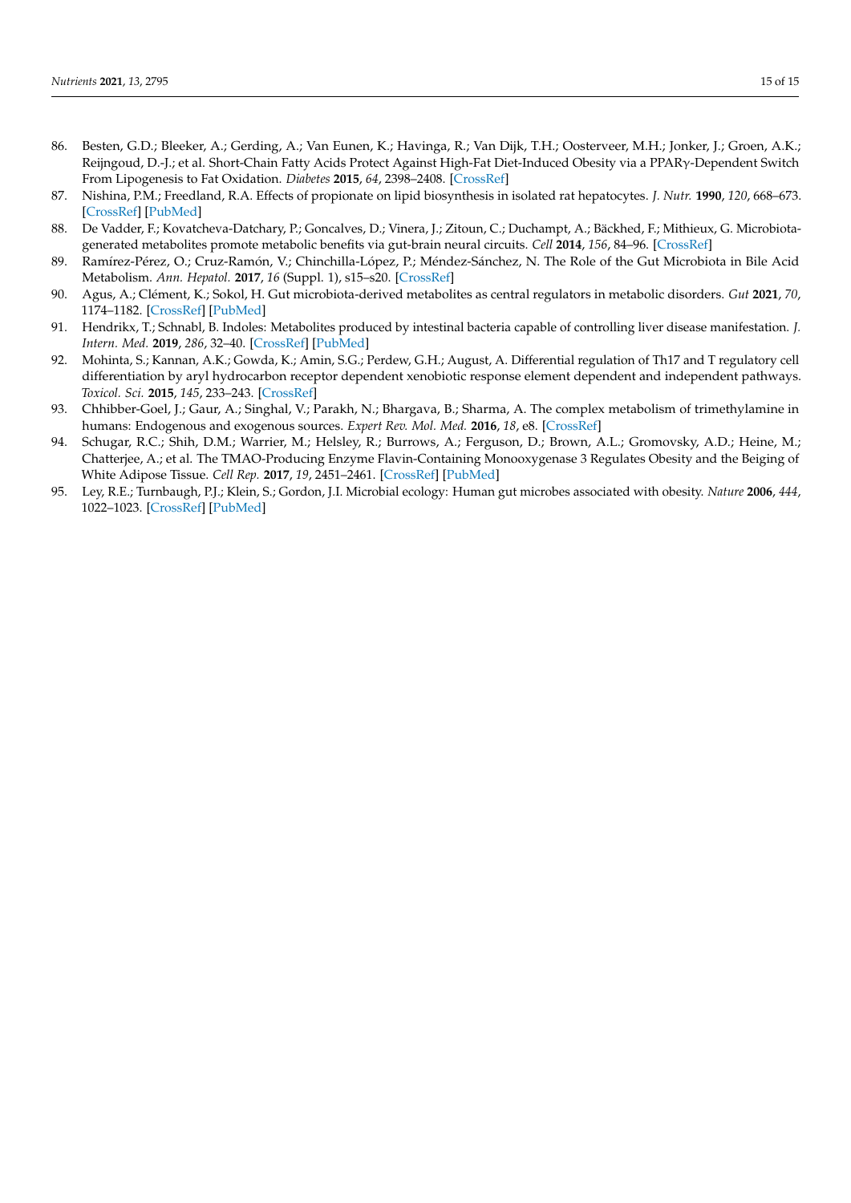86. Besten, G.D.; Bleeker, A.; Gerding, A.; Van Eunen, K.; Havinga, R.; Van Dijk, T.H.; Oosterveer, M.H.; Jonker, J.; Groen, A.K.; Reijngoud, D.-J.; et al. Short-Chain Fatty Acids Protect Against High-Fat Diet-Induced Obesity via a PPARγ-Dependent Switch From Lipogenesis to Fat Oxidation. *Diabetes* **2015**, *64*, 2398–2408. [CrossRef]
87. Nishina, P.M.; Freedland, R.A. Effects of propionate on lipid biosynthesis in isolated rat hepatocytes. *J. Nutr.* **1990**, *120*, 668–673. [CrossRef] [PubMed]
88. De Vadder, F.; Kovatcheva-Datchary, P.; Goncalves, D.; Vinera, J.; Zitoun, C.; Duchampt, A.; Bäckhed, F.; Mithieux, G. Microbiota-generated metabolites promote metabolic benefits via gut-brain neural circuits. *Cell* **2014**, *156*, 84–96. [CrossRef]
89. Ramírez-Pérez, O.; Cruz-Ramón, V.; Chinchilla-López, P.; Méndez-Sánchez, N. The Role of the Gut Microbiota in Bile Acid Metabolism. *Ann. Hepatol.* **2017**, *16* (Suppl. 1), s15–s20. [CrossRef]
90. Agus, A.; Clément, K.; Sokol, H. Gut microbiota-derived metabolites as central regulators in metabolic disorders. *Gut* **2021**, *70*, 1174–1182. [CrossRef] [PubMed]
91. Hendrikx, T.; Schnabl, B. Indoles: Metabolites produced by intestinal bacteria capable of controlling liver disease manifestation. *J. Intern. Med.* **2019**, *286*, 32–40. [CrossRef] [PubMed]
92. Mohinta, S.; Kannan, A.K.; Gowda, K.; Amin, S.G.; Perdew, G.H.; August, A. Differential regulation of Th17 and T regulatory cell differentiation by aryl hydrocarbon receptor dependent xenobiotic response element dependent and independent pathways. *Toxicol. Sci.* **2015**, *145*, 233–243. [CrossRef]
93. Chhibber-Goel, J.; Gaur, A.; Singhal, V.; Parakh, N.; Bhargava, B.; Sharma, A. The complex metabolism of trimethylamine in humans: Endogenous and exogenous sources. *Expert Rev. Mol. Med.* **2016**, *18*, e8. [CrossRef]
94. Schugar, R.C.; Shih, D.M.; Warrier, M.; Helsley, R.; Burrows, A.; Ferguson, D.; Brown, A.L.; Gromovsky, A.D.; Heine, M.; Chatterjee, A.; et al. The TMAO-Producing Enzyme Flavin-Containing Monooxygenase 3 Regulates Obesity and the Beiging of White Adipose Tissue. *Cell Rep.* **2017**, *19*, 2451–2461. [CrossRef] [PubMed]
95. Ley, R.E.; Turnbaugh, P.J.; Klein, S.; Gordon, J.I. Microbial ecology: Human gut microbes associated with obesity. *Nature* **2006**, *444*, 1022–1023. [CrossRef] [PubMed]